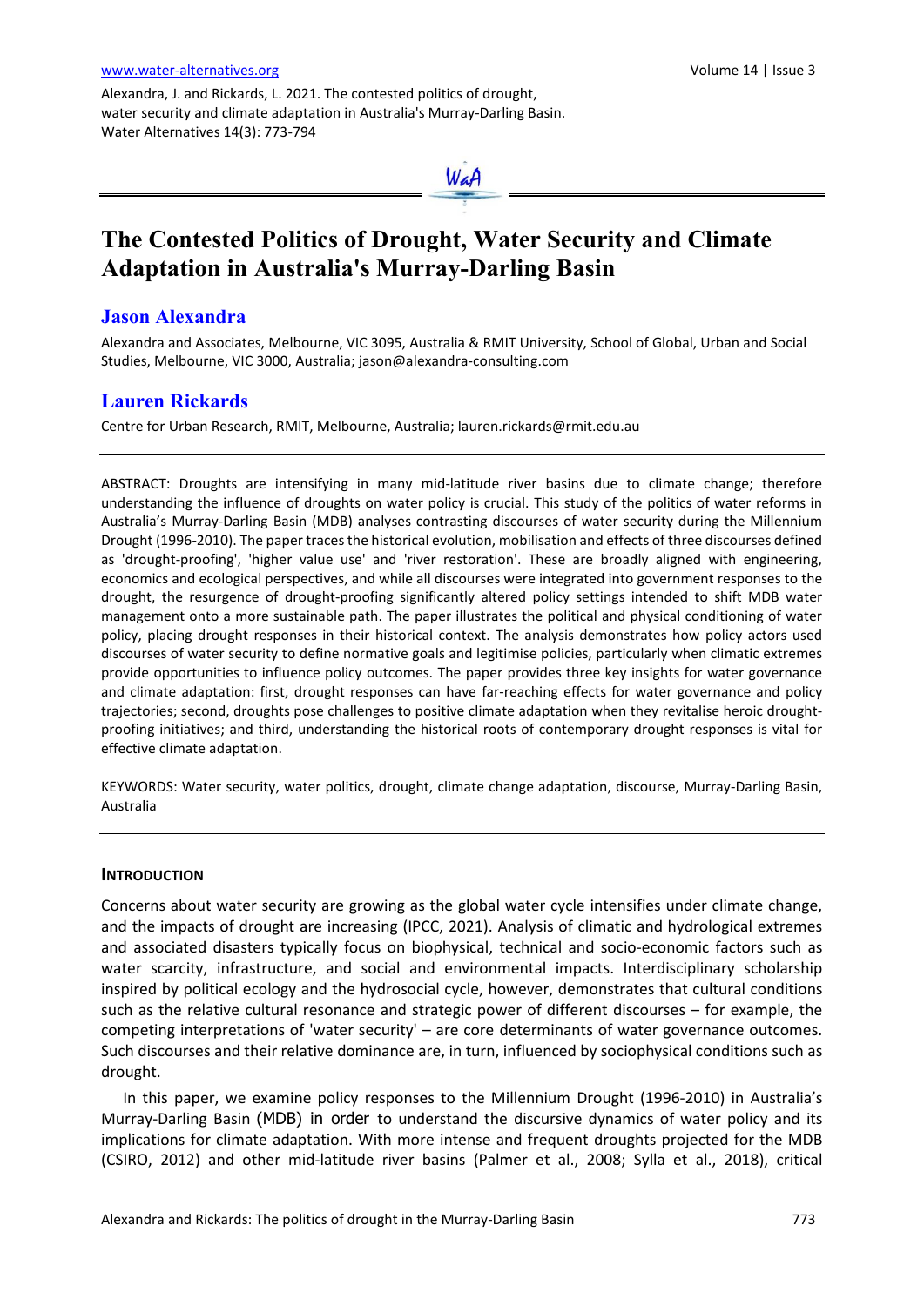Alexandra, J. and Rickards, L. 2021. The contested politics of drought, water security and climate adaptation in Australia's Murray-Darling Basin. Water Alternatives 14(3): 773-794

# The Contested Politics of Drought, Water Security and Climate Adaptation in Australia's Murray-Darling Basin

## Jason Alexandra

Alexandra and Associates, Melbourne, VIC 3095, Australia & RMIT University, School of Global, Urban and Social Studies, Melbourne, VIC 3000, Australia; jason@alexandra-consulting.com

## Lauren Rickards

Centre for Urban Research, RMIT, Melbourne, Australia; lauren.rickards@rmit.edu.au

---

ABSTRACT: Droughts are intensifying in many mid-latitude river basins due to climate change; therefore understanding the influence of droughts on water policy is crucial. This study of the politics of water reforms in Australia's Murray-Darling Basin (MDB) analyses contrasting discourses of water security during the Millennium Drought (1996-2010). The paper traces the historical evolution, mobilisation and effects of three discourses defined as 'drought-proofing', 'higher value use' and 'river restoration'. These are broadly aligned with engineering, economics and ecological perspectives, and while all discourses were integrated into government responses to the drought, the resurgence of drought-proofing significantly altered policy settings intended to shift MDB water management onto a more sustainable path. The paper illustrates the political and physical conditioning of water policy, placing drought responses in their historical context. The analysis demonstrates how policy actors used discourses of water security to define normative goals and legitimise policies, particularly when climatic extremes provide opportunities to influence policy outcomes. The paper provides three key insights for water governance and climate adaptation: first, drought responses can have far-reaching effects for water governance and policy trajectories; second, droughts pose challenges to positive climate adaptation when they revitalise heroic drought-proofing initiatives; and third, understanding the historical roots of contemporary drought responses is vital for effective climate adaptation.

KEYWORDS: Water security, water politics, drought, climate change adaptation, discourse, Murray-Darling Basin, Australia

---

## INTRODUCTION

Concerns about water security are growing as the global water cycle intensifies under climate change, and the impacts of drought are increasing (IPCC, 2021). Analysis of climatic and hydrological extremes and associated disasters typically focus on biophysical, technical and socio-economic factors such as water scarcity, infrastructure, and social and environmental impacts. Interdisciplinary scholarship inspired by political ecology and the hydrosocial cycle, however, demonstrates that cultural conditions such as the relative cultural resonance and strategic power of different discourses – for example, the competing interpretations of 'water security' – are core determinants of water governance outcomes. Such discourses and their relative dominance are, in turn, influenced by sociophysical conditions such as drought.

In this paper, we examine policy responses to the Millennium Drought (1996-2010) in Australia's Murray-Darling Basin (MDB) in order to understand the discursive dynamics of water policy and its implications for climate adaptation. With more intense and frequent droughts projected for the MDB (CSIRO, 2012) and other mid-latitude river basins (Palmer et al., 2008; Sylla et al., 2018), critical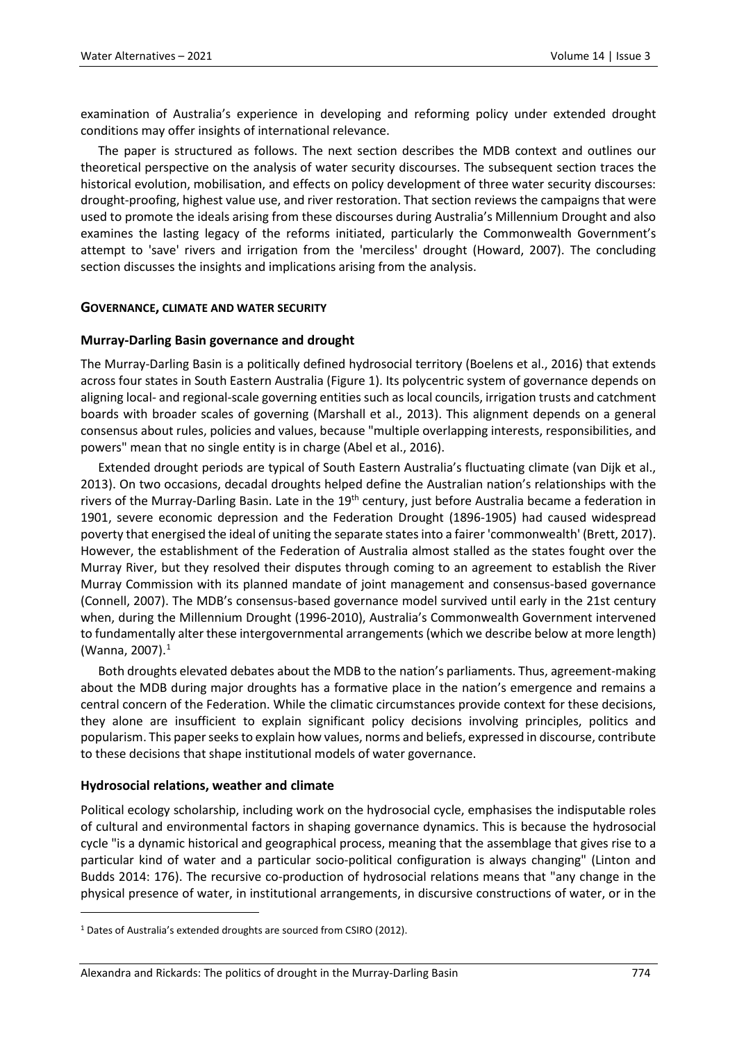examination of Australia's experience in developing and reforming policy under extended drought conditions may offer insights of international relevance.

The paper is structured as follows. The next section describes the MDB context and outlines our theoretical perspective on the analysis of water security discourses. The subsequent section traces the historical evolution, mobilisation, and effects on policy development of three water security discourses: drought-proofing, highest value use, and river restoration. That section reviews the campaigns that were used to promote the ideals arising from these discourses during Australia's Millennium Drought and also examines the lasting legacy of the reforms initiated, particularly the Commonwealth Government's attempt to 'save' rivers and irrigation from the 'merciless' drought (Howard, 2007). The concluding section discusses the insights and implications arising from the analysis.

## GOVERNANCE, CLIMATE AND WATER SECURITY

### Murray-Darling Basin governance and drought

The Murray-Darling Basin is a politically defined hydrosocial territory (Boelens et al., 2016) that extends across four states in South Eastern Australia (Figure 1). Its polycentric system of governance depends on aligning local- and regional-scale governing entities such as local councils, irrigation trusts and catchment boards with broader scales of governing (Marshall et al., 2013). This alignment depends on a general consensus about rules, policies and values, because "multiple overlapping interests, responsibilities, and powers" mean that no single entity is in charge (Abel et al., 2016).

Extended drought periods are typical of South Eastern Australia's fluctuating climate (van Dijk et al., 2013). On two occasions, decadal droughts helped define the Australian nation's relationships with the rivers of the Murray-Darling Basin. Late in the 19th century, just before Australia became a federation in 1901, severe economic depression and the Federation Drought (1896-1905) had caused widespread poverty that energised the ideal of uniting the separate states into a fairer 'commonwealth' (Brett, 2017). However, the establishment of the Federation of Australia almost stalled as the states fought over the Murray River, but they resolved their disputes through coming to an agreement to establish the River Murray Commission with its planned mandate of joint management and consensus-based governance (Connell, 2007). The MDB's consensus-based governance model survived until early in the 21st century when, during the Millennium Drought (1996-2010), Australia's Commonwealth Government intervened to fundamentally alter these intergovernmental arrangements (which we describe below at more length) (Wanna, 2007).[1]

Both droughts elevated debates about the MDB to the nation's parliaments. Thus, agreement-making about the MDB during major droughts has a formative place in the nation's emergence and remains a central concern of the Federation. While the climatic circumstances provide context for these decisions, they alone are insufficient to explain significant policy decisions involving principles, politics and popularism. This paper seeks to explain how values, norms and beliefs, expressed in discourse, contribute to these decisions that shape institutional models of water governance.

### Hydrosocial relations, weather and climate

Political ecology scholarship, including work on the hydrosocial cycle, emphasises the indisputable roles of cultural and environmental factors in shaping governance dynamics. This is because the hydrosocial cycle "is a dynamic historical and geographical process, meaning that the assemblage that gives rise to a particular kind of water and a particular socio-political configuration is always changing" (Linton and Budds 2014: 176). The recursive co-production of hydrosocial relations means that "any change in the physical presence of water, in institutional arrangements, in discursive constructions of water, or in the

[1] Dates of Australia's extended droughts are sourced from CSIRO (2012).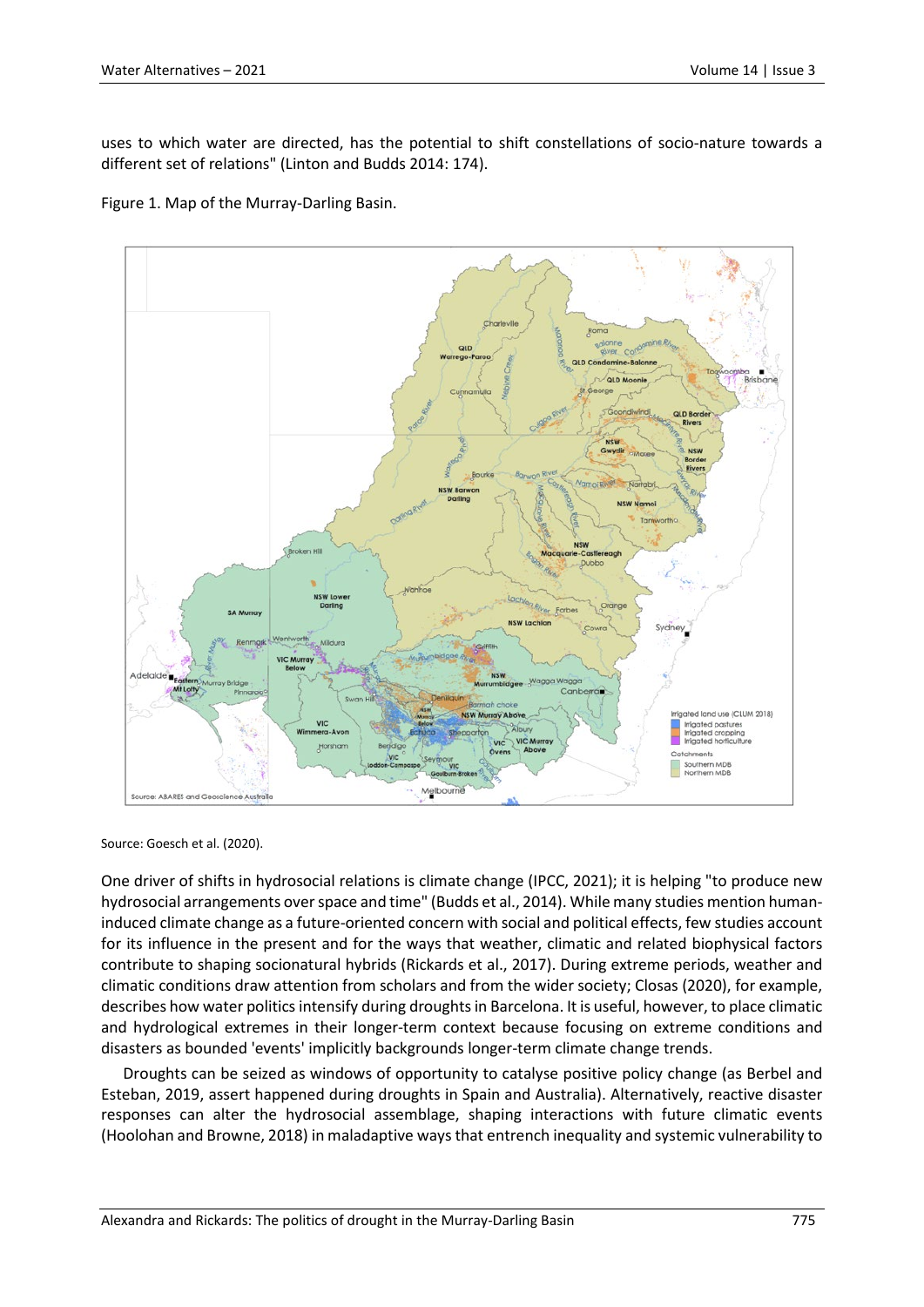uses to which water are directed, has the potential to shift constellations of socio-nature towards a different set of relations" (Linton and Budds 2014: 174).

Figure 1. Map of the Murray-Darling Basin.

Source: Goesch et al. (2020).

One driver of shifts in hydrosocial relations is climate change (IPCC, 2021); it is helping "to produce new hydrosocial arrangements over space and time" (Budds et al., 2014). While many studies mention human-induced climate change as a future-oriented concern with social and political effects, few studies account for its influence in the present and for the ways that weather, climatic and related biophysical factors contribute to shaping socionatural hybrids (Rickards et al., 2017). During extreme periods, weather and climatic conditions draw attention from scholars and from the wider society; Closas (2020), for example, describes how water politics intensify during droughts in Barcelona. It is useful, however, to place climatic and hydrological extremes in their longer-term context because focusing on extreme conditions and disasters as bounded 'events' implicitly backgrounds longer-term climate change trends.

Droughts can be seized as windows of opportunity to catalyse positive policy change (as Berbel and Esteban, 2019, assert happened during droughts in Spain and Australia). Alternatively, reactive disaster responses can alter the hydrosocial assemblage, shaping interactions with future climatic events (Hoolohan and Browne, 2018) in maladaptive ways that entrench inequality and systemic vulnerability to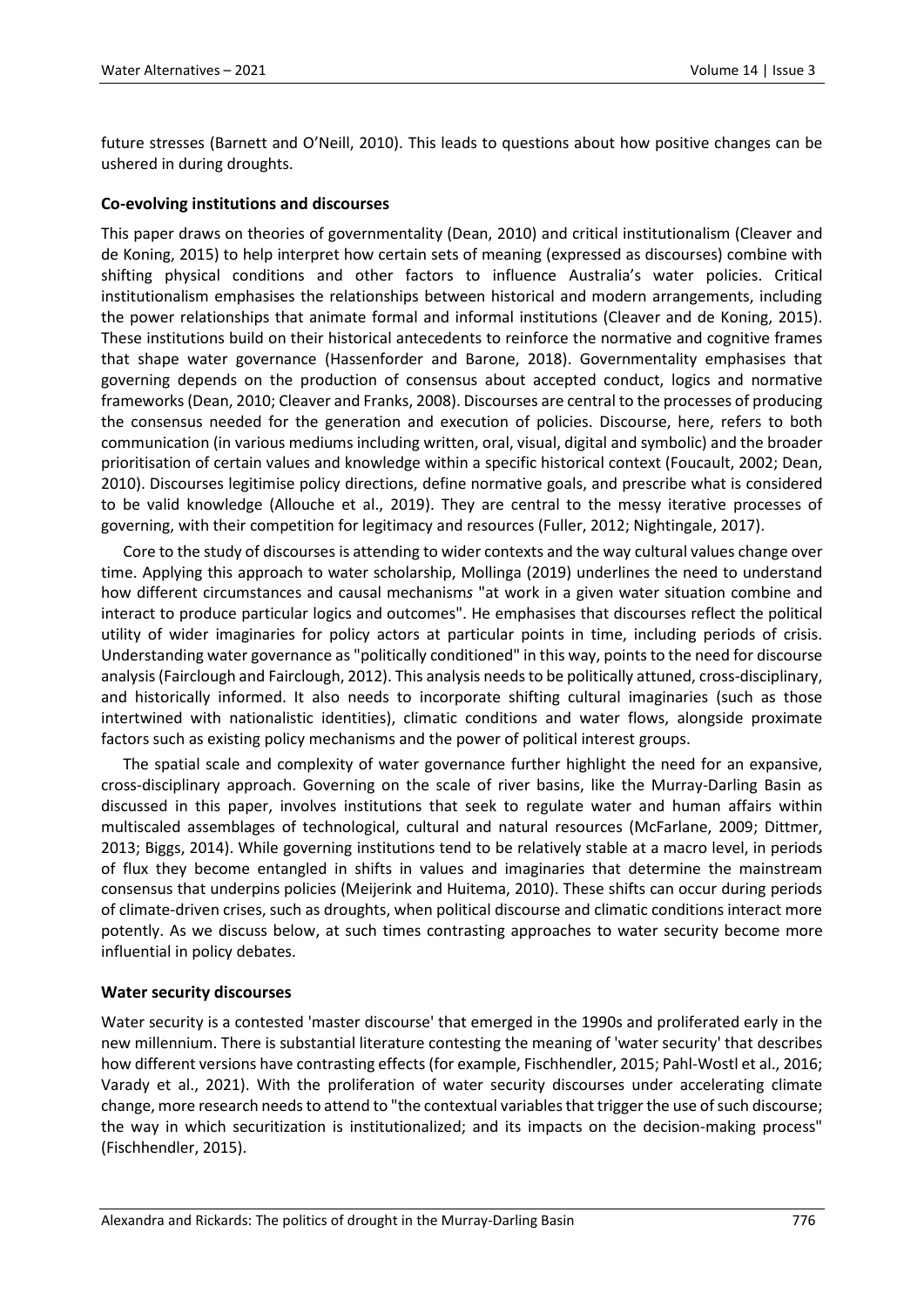future stresses (Barnett and O'Neill, 2010). This leads to questions about how positive changes can be ushered in during droughts.

### Co-evolving institutions and discourses

This paper draws on theories of governmentality (Dean, 2010) and critical institutionalism (Cleaver and de Koning, 2015) to help interpret how certain sets of meaning (expressed as discourses) combine with shifting physical conditions and other factors to influence Australia's water policies. Critical institutionalism emphasises the relationships between historical and modern arrangements, including the power relationships that animate formal and informal institutions (Cleaver and de Koning, 2015). These institutions build on their historical antecedents to reinforce the normative and cognitive frames that shape water governance (Hassenforder and Barone, 2018). Governmentality emphasises that governing depends on the production of consensus about accepted conduct, logics and normative frameworks (Dean, 2010; Cleaver and Franks, 2008). Discourses are central to the processes of producing the consensus needed for the generation and execution of policies. Discourse, here, refers to both communication (in various mediums including written, oral, visual, digital and symbolic) and the broader prioritisation of certain values and knowledge within a specific historical context (Foucault, 2002; Dean, 2010). Discourses legitimise policy directions, define normative goals, and prescribe what is considered to be valid knowledge (Allouche et al., 2019). They are central to the messy iterative processes of governing, with their competition for legitimacy and resources (Fuller, 2012; Nightingale, 2017).

Core to the study of discourses is attending to wider contexts and the way cultural values change over time. Applying this approach to water scholarship, Mollinga (2019) underlines the need to understand how different circumstances and causal mechanism*s* "at work in a given water situation combine and interact to produce particular logics and outcomes". He emphasises that discourses reflect the political utility of wider imaginaries for policy actors at particular points in time, including periods of crisis. Understanding water governance as "politically conditioned" in this way, points to the need for discourse analysis (Fairclough and Fairclough, 2012). This analysis needs to be politically attuned, cross-disciplinary, and historically informed. It also needs to incorporate shifting cultural imaginaries (such as those intertwined with nationalistic identities), climatic conditions and water flows, alongside proximate factors such as existing policy mechanisms and the power of political interest groups.

The spatial scale and complexity of water governance further highlight the need for an expansive, cross-disciplinary approach. Governing on the scale of river basins, like the Murray-Darling Basin as discussed in this paper, involves institutions that seek to regulate water and human affairs within multiscaled assemblages of technological, cultural and natural resources (McFarlane, 2009; Dittmer, 2013; Biggs, 2014). While governing institutions tend to be relatively stable at a macro level, in periods of flux they become entangled in shifts in values and imaginaries that determine the mainstream consensus that underpins policies (Meijerink and Huitema, 2010). These shifts can occur during periods of climate-driven crises, such as droughts, when political discourse and climatic conditions interact more potently. As we discuss below, at such times contrasting approaches to water security become more influential in policy debates.

### Water security discourses

Water security is a contested 'master discourse' that emerged in the 1990s and proliferated early in the new millennium. There is substantial literature contesting the meaning of 'water security' that describes how different versions have contrasting effects (for example, Fischhendler, 2015; Pahl-Wostl et al., 2016; Varady et al., 2021). With the proliferation of water security discourses under accelerating climate change, more research needs to attend to "the contextual variables that trigger the use of such discourse; the way in which securitization is institutionalized; and its impacts on the decision-making process" (Fischhendler, 2015).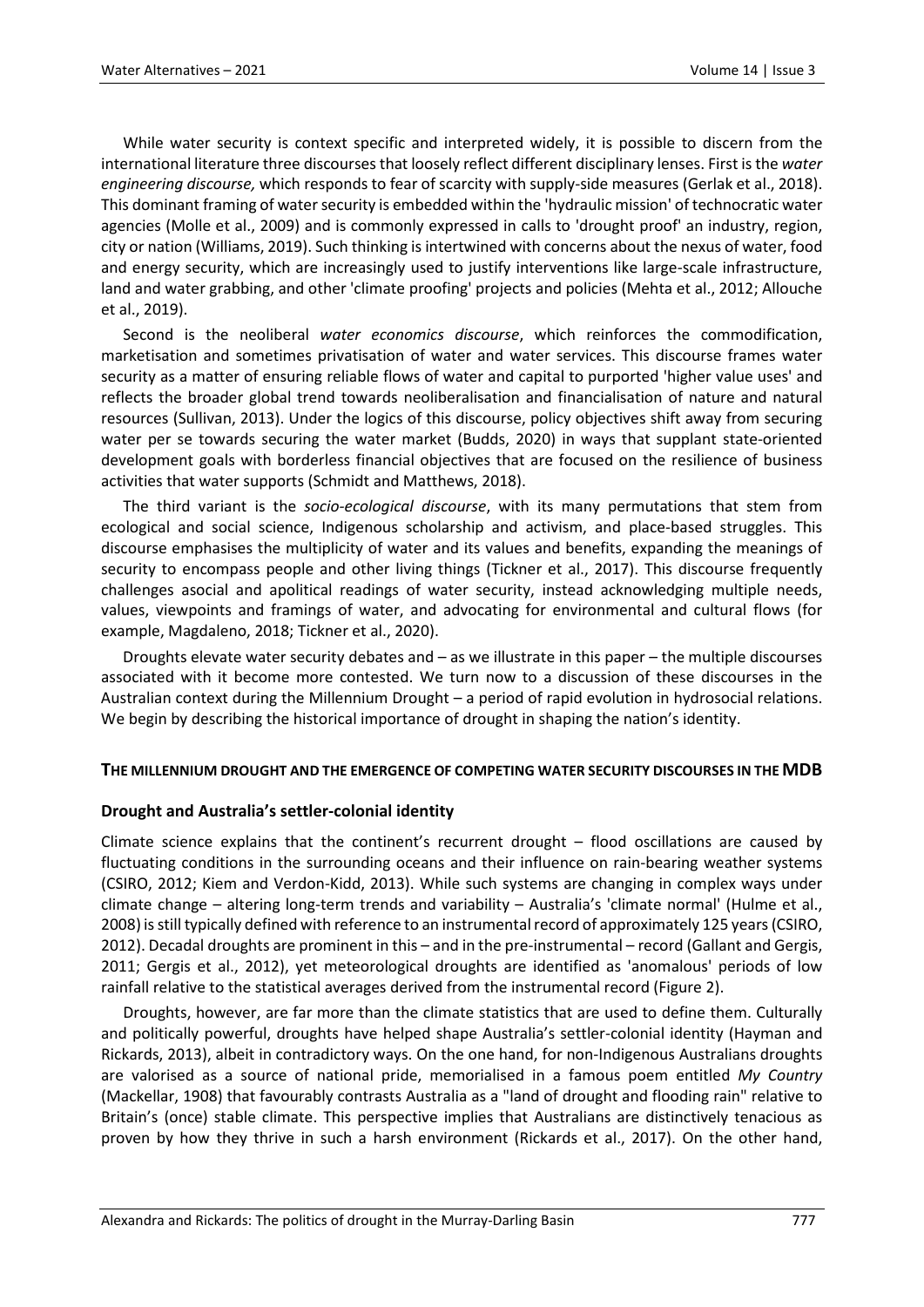While water security is context specific and interpreted widely, it is possible to discern from the international literature three discourses that loosely reflect different disciplinary lenses. First is the *water engineering discourse,* which responds to fear of scarcity with supply-side measures (Gerlak et al., 2018). This dominant framing of water security is embedded within the 'hydraulic mission' of technocratic water agencies (Molle et al., 2009) and is commonly expressed in calls to 'drought proof' an industry, region, city or nation (Williams, 2019). Such thinking is intertwined with concerns about the nexus of water, food and energy security, which are increasingly used to justify interventions like large-scale infrastructure, land and water grabbing, and other 'climate proofing' projects and policies (Mehta et al., 2012; Allouche et al., 2019).

Second is the neoliberal *water economics discourse*, which reinforces the commodification, marketisation and sometimes privatisation of water and water services. This discourse frames water security as a matter of ensuring reliable flows of water and capital to purported 'higher value uses' and reflects the broader global trend towards neoliberalisation and financialisation of nature and natural resources (Sullivan, 2013). Under the logics of this discourse, policy objectives shift away from securing water per se towards securing the water market (Budds, 2020) in ways that supplant state-oriented development goals with borderless financial objectives that are focused on the resilience of business activities that water supports (Schmidt and Matthews, 2018).

The third variant is the *socio-ecological discourse*, with its many permutations that stem from ecological and social science, Indigenous scholarship and activism, and place-based struggles. This discourse emphasises the multiplicity of water and its values and benefits, expanding the meanings of security to encompass people and other living things (Tickner et al., 2017). This discourse frequently challenges asocial and apolitical readings of water security, instead acknowledging multiple needs, values, viewpoints and framings of water, and advocating for environmental and cultural flows (for example, Magdaleno, 2018; Tickner et al., 2020).

Droughts elevate water security debates and – as we illustrate in this paper – the multiple discourses associated with it become more contested. We turn now to a discussion of these discourses in the Australian context during the Millennium Drought – a period of rapid evolution in hydrosocial relations. We begin by describing the historical importance of drought in shaping the nation's identity.

## THE MILLENNIUM DROUGHT AND THE EMERGENCE OF COMPETING WATER SECURITY DISCOURSES IN THE MDB

### Drought and Australia's settler-colonial identity

Climate science explains that the continent's recurrent drought – flood oscillations are caused by fluctuating conditions in the surrounding oceans and their influence on rain-bearing weather systems (CSIRO, 2012; Kiem and Verdon-Kidd, 2013). While such systems are changing in complex ways under climate change – altering long-term trends and variability – Australia's 'climate normal' (Hulme et al., 2008) is still typically defined with reference to an instrumental record of approximately 125 years (CSIRO, 2012). Decadal droughts are prominent in this – and in the pre-instrumental – record (Gallant and Gergis, 2011; Gergis et al., 2012), yet meteorological droughts are identified as 'anomalous' periods of low rainfall relative to the statistical averages derived from the instrumental record (Figure 2).

Droughts, however, are far more than the climate statistics that are used to define them. Culturally and politically powerful, droughts have helped shape Australia's settler-colonial identity (Hayman and Rickards, 2013), albeit in contradictory ways. On the one hand, for non-Indigenous Australians droughts are valorised as a source of national pride, memorialised in a famous poem entitled *My Country* (Mackellar, 1908) that favourably contrasts Australia as a "land of drought and flooding rain" relative to Britain's (once) stable climate. This perspective implies that Australians are distinctively tenacious as proven by how they thrive in such a harsh environment (Rickards et al., 2017). On the other hand,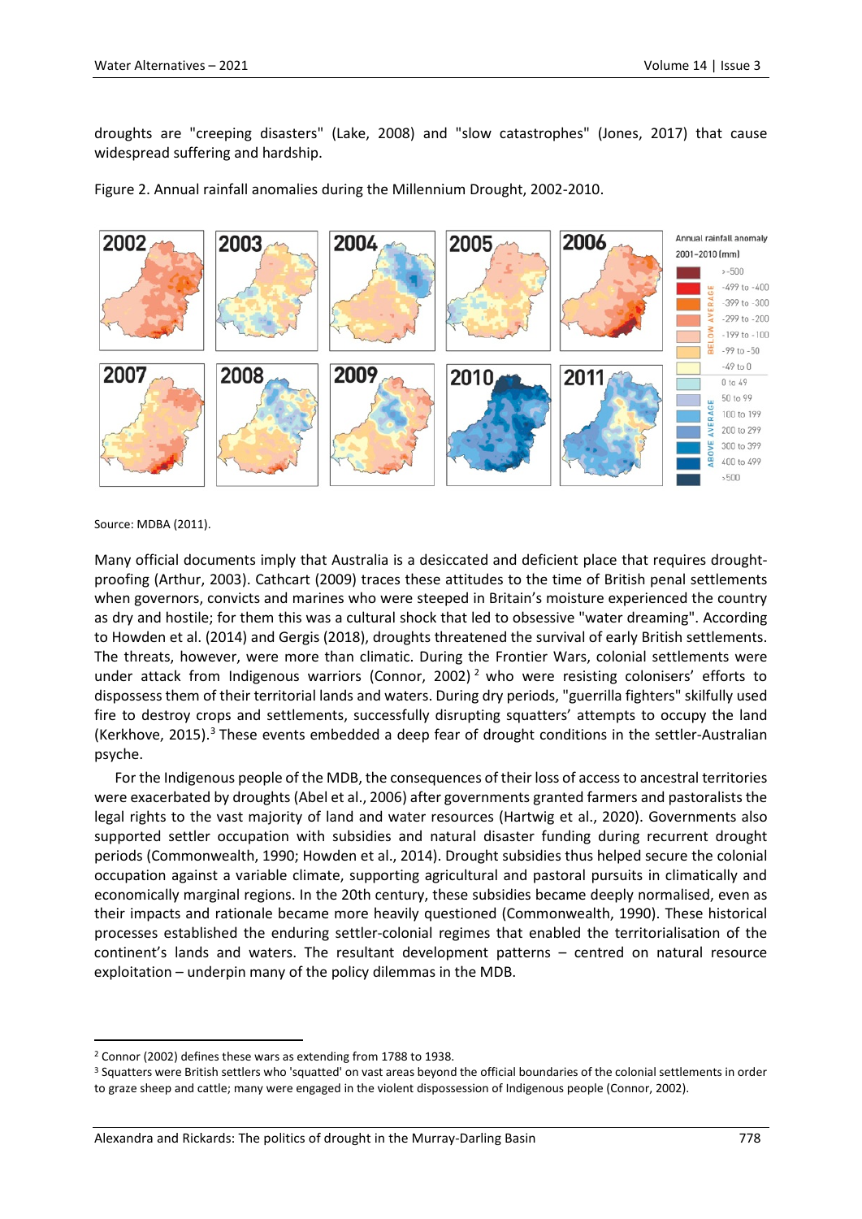droughts are "creeping disasters" (Lake, 2008) and "slow catastrophes" (Jones, 2017) that cause widespread suffering and hardship.

Figure 2. Annual rainfall anomalies during the Millennium Drought, 2002-2010.

Source: MDBA (2011).

Many official documents imply that Australia is a desiccated and deficient place that requires drought-proofing (Arthur, 2003). Cathcart (2009) traces these attitudes to the time of British penal settlements when governors, convicts and marines who were steeped in Britain's moisture experienced the country as dry and hostile; for them this was a cultural shock that led to obsessive "water dreaming". According to Howden et al. (2014) and Gergis (2018), droughts threatened the survival of early British settlements. The threats, however, were more than climatic. During the Frontier Wars, colonial settlements were under attack from Indigenous warriors (Connor, 2002) [2] who were resisting colonisers' efforts to dispossess them of their territorial lands and waters. During dry periods, "guerrilla fighters" skilfully used fire to destroy crops and settlements, successfully disrupting squatters' attempts to occupy the land (Kerkhove, 2015).[3] These events embedded a deep fear of drought conditions in the settler-Australian psyche.

For the Indigenous people of the MDB, the consequences of their loss of access to ancestral territories were exacerbated by droughts (Abel et al., 2006) after governments granted farmers and pastoralists the legal rights to the vast majority of land and water resources (Hartwig et al., 2020). Governments also supported settler occupation with subsidies and natural disaster funding during recurrent drought periods (Commonwealth, 1990; Howden et al., 2014). Drought subsidies thus helped secure the colonial occupation against a variable climate, supporting agricultural and pastoral pursuits in climatically and economically marginal regions. In the 20th century, these subsidies became deeply normalised, even as their impacts and rationale became more heavily questioned (Commonwealth, 1990). These historical processes established the enduring settler-colonial regimes that enabled the territorialisation of the continent's lands and waters. The resultant development patterns – centred on natural resource exploitation – underpin many of the policy dilemmas in the MDB.

---

[2] Connor (2002) defines these wars as extending from 1788 to 1938.

[3] Squatters were British settlers who 'squatted' on vast areas beyond the official boundaries of the colonial settlements in order to graze sheep and cattle; many were engaged in the violent dispossession of Indigenous people (Connor, 2002).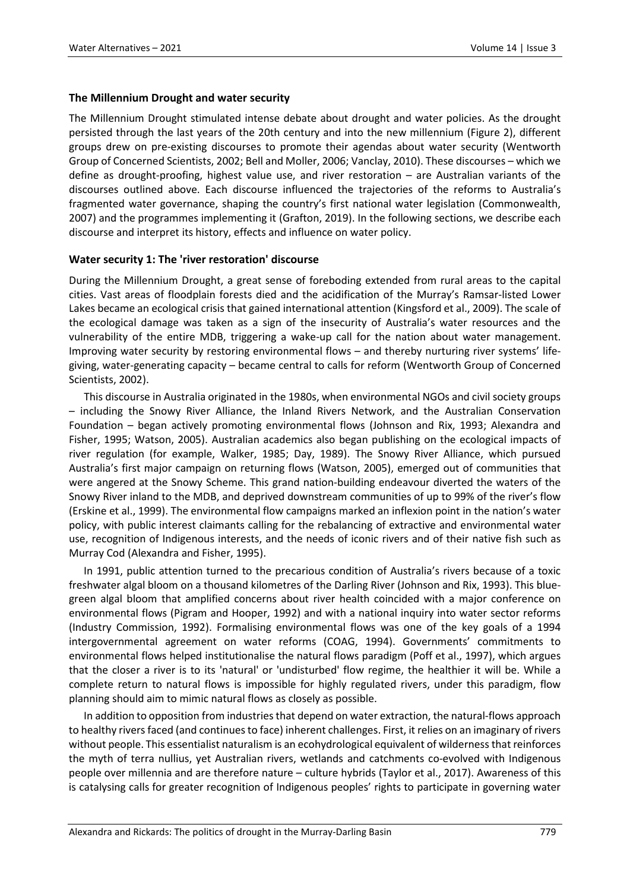## The Millennium Drought and water security

The Millennium Drought stimulated intense debate about drought and water policies. As the drought persisted through the last years of the 20th century and into the new millennium (Figure 2), different groups drew on pre-existing discourses to promote their agendas about water security (Wentworth Group of Concerned Scientists, 2002; Bell and Moller, 2006; Vanclay, 2010). These discourses – which we define as drought-proofing, highest value use, and river restoration – are Australian variants of the discourses outlined above. Each discourse influenced the trajectories of the reforms to Australia's fragmented water governance, shaping the country's first national water legislation (Commonwealth, 2007) and the programmes implementing it (Grafton, 2019). In the following sections, we describe each discourse and interpret its history, effects and influence on water policy.

## Water security 1: The 'river restoration' discourse

During the Millennium Drought, a great sense of foreboding extended from rural areas to the capital cities. Vast areas of floodplain forests died and the acidification of the Murray's Ramsar-listed Lower Lakes became an ecological crisis that gained international attention (Kingsford et al., 2009). The scale of the ecological damage was taken as a sign of the insecurity of Australia's water resources and the vulnerability of the entire MDB, triggering a wake-up call for the nation about water management. Improving water security by restoring environmental flows – and thereby nurturing river systems' life-giving, water-generating capacity – became central to calls for reform (Wentworth Group of Concerned Scientists, 2002).

This discourse in Australia originated in the 1980s, when environmental NGOs and civil society groups – including the Snowy River Alliance, the Inland Rivers Network, and the Australian Conservation Foundation – began actively promoting environmental flows (Johnson and Rix, 1993; Alexandra and Fisher, 1995; Watson, 2005). Australian academics also began publishing on the ecological impacts of river regulation (for example, Walker, 1985; Day, 1989). The Snowy River Alliance, which pursued Australia's first major campaign on returning flows (Watson, 2005), emerged out of communities that were angered at the Snowy Scheme. This grand nation-building endeavour diverted the waters of the Snowy River inland to the MDB, and deprived downstream communities of up to 99% of the river's flow (Erskine et al., 1999). The environmental flow campaigns marked an inflexion point in the nation's water policy, with public interest claimants calling for the rebalancing of extractive and environmental water use, recognition of Indigenous interests, and the needs of iconic rivers and of their native fish such as Murray Cod (Alexandra and Fisher, 1995).

In 1991, public attention turned to the precarious condition of Australia's rivers because of a toxic freshwater algal bloom on a thousand kilometres of the Darling River (Johnson and Rix, 1993). This blue-green algal bloom that amplified concerns about river health coincided with a major conference on environmental flows (Pigram and Hooper, 1992) and with a national inquiry into water sector reforms (Industry Commission, 1992). Formalising environmental flows was one of the key goals of a 1994 intergovernmental agreement on water reforms (COAG, 1994). Governments' commitments to environmental flows helped institutionalise the natural flows paradigm (Poff et al., 1997), which argues that the closer a river is to its 'natural' or 'undisturbed' flow regime, the healthier it will be. While a complete return to natural flows is impossible for highly regulated rivers, under this paradigm, flow planning should aim to mimic natural flows as closely as possible.

In addition to opposition from industries that depend on water extraction, the natural-flows approach to healthy rivers faced (and continues to face) inherent challenges. First, it relies on an imaginary of rivers without people. This essentialist naturalism is an ecohydrological equivalent of wilderness that reinforces the myth of terra nullius, yet Australian rivers, wetlands and catchments co-evolved with Indigenous people over millennia and are therefore nature – culture hybrids (Taylor et al., 2017). Awareness of this is catalysing calls for greater recognition of Indigenous peoples' rights to participate in governing water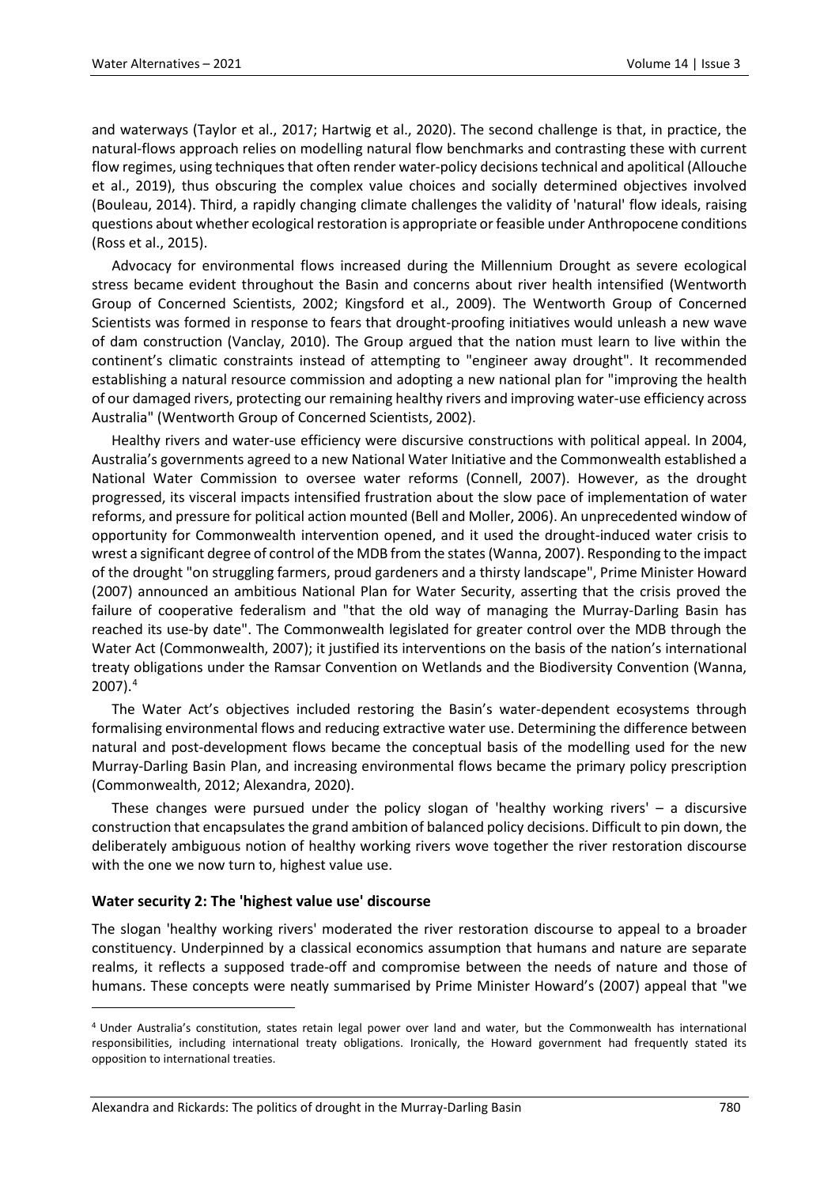and waterways (Taylor et al., 2017; Hartwig et al., 2020). The second challenge is that, in practice, the natural-flows approach relies on modelling natural flow benchmarks and contrasting these with current flow regimes, using techniques that often render water-policy decisions technical and apolitical (Allouche et al., 2019), thus obscuring the complex value choices and socially determined objectives involved (Bouleau, 2014). Third, a rapidly changing climate challenges the validity of 'natural' flow ideals, raising questions about whether ecological restoration is appropriate or feasible under Anthropocene conditions (Ross et al., 2015).

Advocacy for environmental flows increased during the Millennium Drought as severe ecological stress became evident throughout the Basin and concerns about river health intensified (Wentworth Group of Concerned Scientists, 2002; Kingsford et al., 2009). The Wentworth Group of Concerned Scientists was formed in response to fears that drought-proofing initiatives would unleash a new wave of dam construction (Vanclay, 2010). The Group argued that the nation must learn to live within the continent's climatic constraints instead of attempting to "engineer away drought". It recommended establishing a natural resource commission and adopting a new national plan for "improving the health of our damaged rivers, protecting our remaining healthy rivers and improving water-use efficiency across Australia" (Wentworth Group of Concerned Scientists, 2002).

Healthy rivers and water-use efficiency were discursive constructions with political appeal. In 2004, Australia's governments agreed to a new National Water Initiative and the Commonwealth established a National Water Commission to oversee water reforms (Connell, 2007). However, as the drought progressed, its visceral impacts intensified frustration about the slow pace of implementation of water reforms, and pressure for political action mounted (Bell and Moller, 2006). An unprecedented window of opportunity for Commonwealth intervention opened, and it used the drought-induced water crisis to wrest a significant degree of control of the MDB from the states (Wanna, 2007). Responding to the impact of the drought "on struggling farmers, proud gardeners and a thirsty landscape", Prime Minister Howard (2007) announced an ambitious National Plan for Water Security, asserting that the crisis proved the failure of cooperative federalism and "that the old way of managing the Murray-Darling Basin has reached its use-by date". The Commonwealth legislated for greater control over the MDB through the Water Act (Commonwealth, 2007); it justified its interventions on the basis of the nation's international treaty obligations under the Ramsar Convention on Wetlands and the Biodiversity Convention (Wanna, 2007).[4]

The Water Act's objectives included restoring the Basin's water-dependent ecosystems through formalising environmental flows and reducing extractive water use. Determining the difference between natural and post-development flows became the conceptual basis of the modelling used for the new Murray-Darling Basin Plan, and increasing environmental flows became the primary policy prescription (Commonwealth, 2012; Alexandra, 2020).

These changes were pursued under the policy slogan of 'healthy working rivers' – a discursive construction that encapsulates the grand ambition of balanced policy decisions. Difficult to pin down, the deliberately ambiguous notion of healthy working rivers wove together the river restoration discourse with the one we now turn to, highest value use.

### Water security 2: The 'highest value use' discourse

The slogan 'healthy working rivers' moderated the river restoration discourse to appeal to a broader constituency. Underpinned by a classical economics assumption that humans and nature are separate realms, it reflects a supposed trade-off and compromise between the needs of nature and those of humans. These concepts were neatly summarised by Prime Minister Howard's (2007) appeal that "we

[4] Under Australia's constitution, states retain legal power over land and water, but the Commonwealth has international responsibilities, including international treaty obligations. Ironically, the Howard government had frequently stated its opposition to international treaties.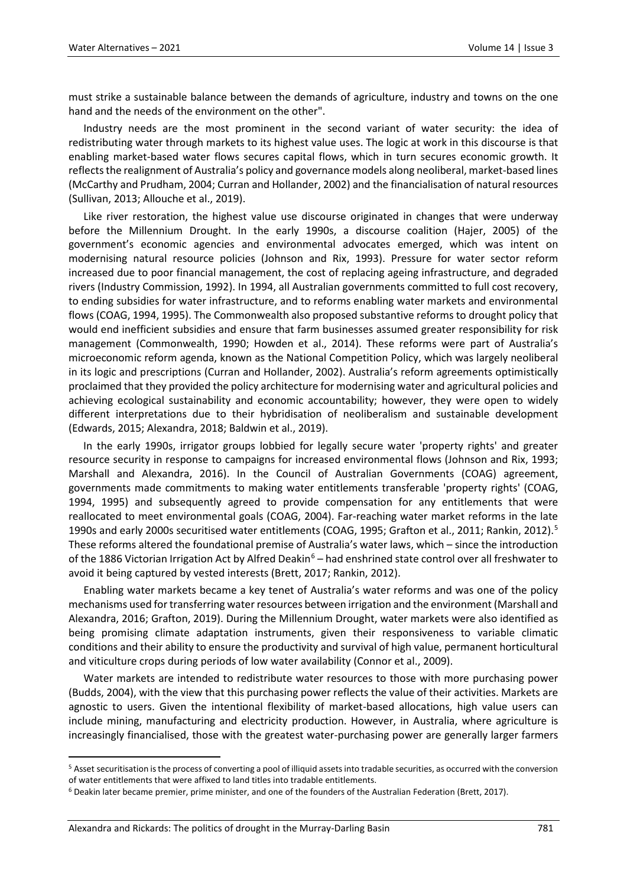must strike a sustainable balance between the demands of agriculture, industry and towns on the one hand and the needs of the environment on the other".

Industry needs are the most prominent in the second variant of water security: the idea of redistributing water through markets to its highest value uses. The logic at work in this discourse is that enabling market-based water flows secures capital flows, which in turn secures economic growth. It reflects the realignment of Australia's policy and governance models along neoliberal, market-based lines (McCarthy and Prudham, 2004; Curran and Hollander, 2002) and the financialisation of natural resources (Sullivan, 2013; Allouche et al., 2019).

Like river restoration, the highest value use discourse originated in changes that were underway before the Millennium Drought. In the early 1990s, a discourse coalition (Hajer, 2005) of the government's economic agencies and environmental advocates emerged, which was intent on modernising natural resource policies (Johnson and Rix, 1993). Pressure for water sector reform increased due to poor financial management, the cost of replacing ageing infrastructure, and degraded rivers (Industry Commission, 1992). In 1994, all Australian governments committed to full cost recovery, to ending subsidies for water infrastructure, and to reforms enabling water markets and environmental flows (COAG, 1994, 1995). The Commonwealth also proposed substantive reforms to drought policy that would end inefficient subsidies and ensure that farm businesses assumed greater responsibility for risk management (Commonwealth, 1990; Howden et al., 2014). These reforms were part of Australia's microeconomic reform agenda, known as the National Competition Policy, which was largely neoliberal in its logic and prescriptions (Curran and Hollander, 2002). Australia's reform agreements optimistically proclaimed that they provided the policy architecture for modernising water and agricultural policies and achieving ecological sustainability and economic accountability; however, they were open to widely different interpretations due to their hybridisation of neoliberalism and sustainable development (Edwards, 2015; Alexandra, 2018; Baldwin et al., 2019).

In the early 1990s, irrigator groups lobbied for legally secure water 'property rights' and greater resource security in response to campaigns for increased environmental flows (Johnson and Rix, 1993; Marshall and Alexandra, 2016). In the Council of Australian Governments (COAG) agreement, governments made commitments to making water entitlements transferable 'property rights' (COAG, 1994, 1995) and subsequently agreed to provide compensation for any entitlements that were reallocated to meet environmental goals (COAG, 2004). Far-reaching water market reforms in the late 1990s and early 2000s securitised water entitlements (COAG, 1995; Grafton et al., 2011; Rankin, 2012).[5] These reforms altered the foundational premise of Australia's water laws, which – since the introduction of the 1886 Victorian Irrigation Act by Alfred Deakin[6] – had enshrined state control over all freshwater to avoid it being captured by vested interests (Brett, 2017; Rankin, 2012).

Enabling water markets became a key tenet of Australia's water reforms and was one of the policy mechanisms used for transferring water resources between irrigation and the environment (Marshall and Alexandra, 2016; Grafton, 2019). During the Millennium Drought, water markets were also identified as being promising climate adaptation instruments, given their responsiveness to variable climatic conditions and their ability to ensure the productivity and survival of high value, permanent horticultural and viticulture crops during periods of low water availability (Connor et al., 2009).

Water markets are intended to redistribute water resources to those with more purchasing power (Budds, 2004), with the view that this purchasing power reflects the value of their activities. Markets are agnostic to users. Given the intentional flexibility of market-based allocations, high value users can include mining, manufacturing and electricity production. However, in Australia, where agriculture is increasingly financialised, those with the greatest water-purchasing power are generally larger farmers

[5] Asset securitisation is the process of converting a pool of illiquid assets into tradable securities, as occurred with the conversion of water entitlements that were affixed to land titles into tradable entitlements.

[6] Deakin later became premier, prime minister, and one of the founders of the Australian Federation (Brett, 2017).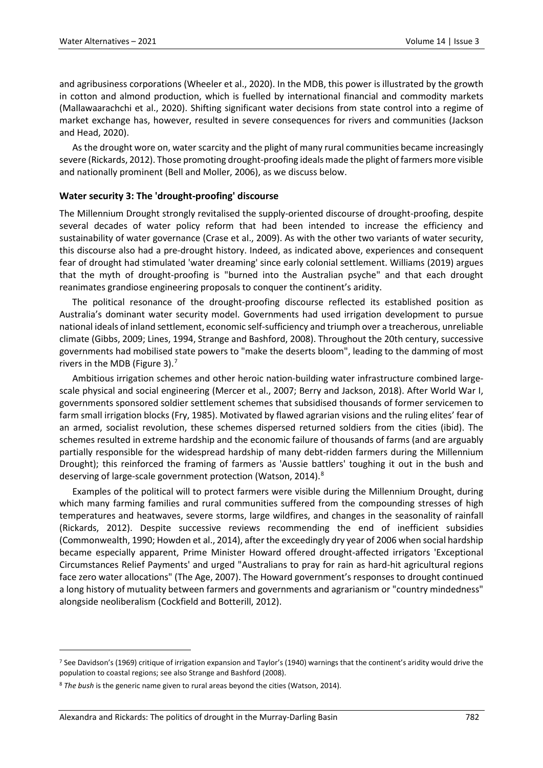and agribusiness corporations (Wheeler et al., 2020). In the MDB, this power is illustrated by the growth in cotton and almond production, which is fuelled by international financial and commodity markets (Mallawaarachchi et al., 2020). Shifting significant water decisions from state control into a regime of market exchange has, however, resulted in severe consequences for rivers and communities (Jackson and Head, 2020).

As the drought wore on, water scarcity and the plight of many rural communities became increasingly severe (Rickards, 2012). Those promoting drought-proofing ideals made the plight of farmers more visible and nationally prominent (Bell and Moller, 2006), as we discuss below.

### Water security 3: The 'drought-proofing' discourse

The Millennium Drought strongly revitalised the supply-oriented discourse of drought-proofing, despite several decades of water policy reform that had been intended to increase the efficiency and sustainability of water governance (Crase et al., 2009). As with the other two variants of water security, this discourse also had a pre-drought history. Indeed, as indicated above, experiences and consequent fear of drought had stimulated 'water dreaming' since early colonial settlement. Williams (2019) argues that the myth of drought-proofing is "burned into the Australian psyche" and that each drought reanimates grandiose engineering proposals to conquer the continent's aridity.

The political resonance of the drought-proofing discourse reflected its established position as Australia's dominant water security model. Governments had used irrigation development to pursue national ideals of inland settlement, economic self-sufficiency and triumph over a treacherous, unreliable climate (Gibbs, 2009; Lines, 1994, Strange and Bashford, 2008). Throughout the 20th century, successive governments had mobilised state powers to "make the deserts bloom", leading to the damming of most rivers in the MDB (Figure 3).[7]

Ambitious irrigation schemes and other heroic nation-building water infrastructure combined large-scale physical and social engineering (Mercer et al., 2007; Berry and Jackson, 2018). After World War I, governments sponsored soldier settlement schemes that subsidised thousands of former servicemen to farm small irrigation blocks (Fry, 1985). Motivated by flawed agrarian visions and the ruling elites' fear of an armed, socialist revolution, these schemes dispersed returned soldiers from the cities (ibid). The schemes resulted in extreme hardship and the economic failure of thousands of farms (and are arguably partially responsible for the widespread hardship of many debt-ridden farmers during the Millennium Drought); this reinforced the framing of farmers as 'Aussie battlers' toughing it out in the bush and deserving of large-scale government protection (Watson, 2014).[8]

Examples of the political will to protect farmers were visible during the Millennium Drought, during which many farming families and rural communities suffered from the compounding stresses of high temperatures and heatwaves, severe storms, large wildfires, and changes in the seasonality of rainfall (Rickards, 2012). Despite successive reviews recommending the end of inefficient subsidies (Commonwealth, 1990; Howden et al., 2014), after the exceedingly dry year of 2006 when social hardship became especially apparent, Prime Minister Howard offered drought-affected irrigators 'Exceptional Circumstances Relief Payments' and urged "Australians to pray for rain as hard-hit agricultural regions face zero water allocations" (The Age, 2007). The Howard government's responses to drought continued a long history of mutuality between farmers and governments and agrarianism or "country mindedness" alongside neoliberalism (Cockfield and Botterill, 2012).

---

[7] See Davidson's (1969) critique of irrigation expansion and Taylor's (1940) warnings that the continent's aridity would drive the population to coastal regions; see also Strange and Bashford (2008).

[8] *The bush* is the generic name given to rural areas beyond the cities (Watson, 2014).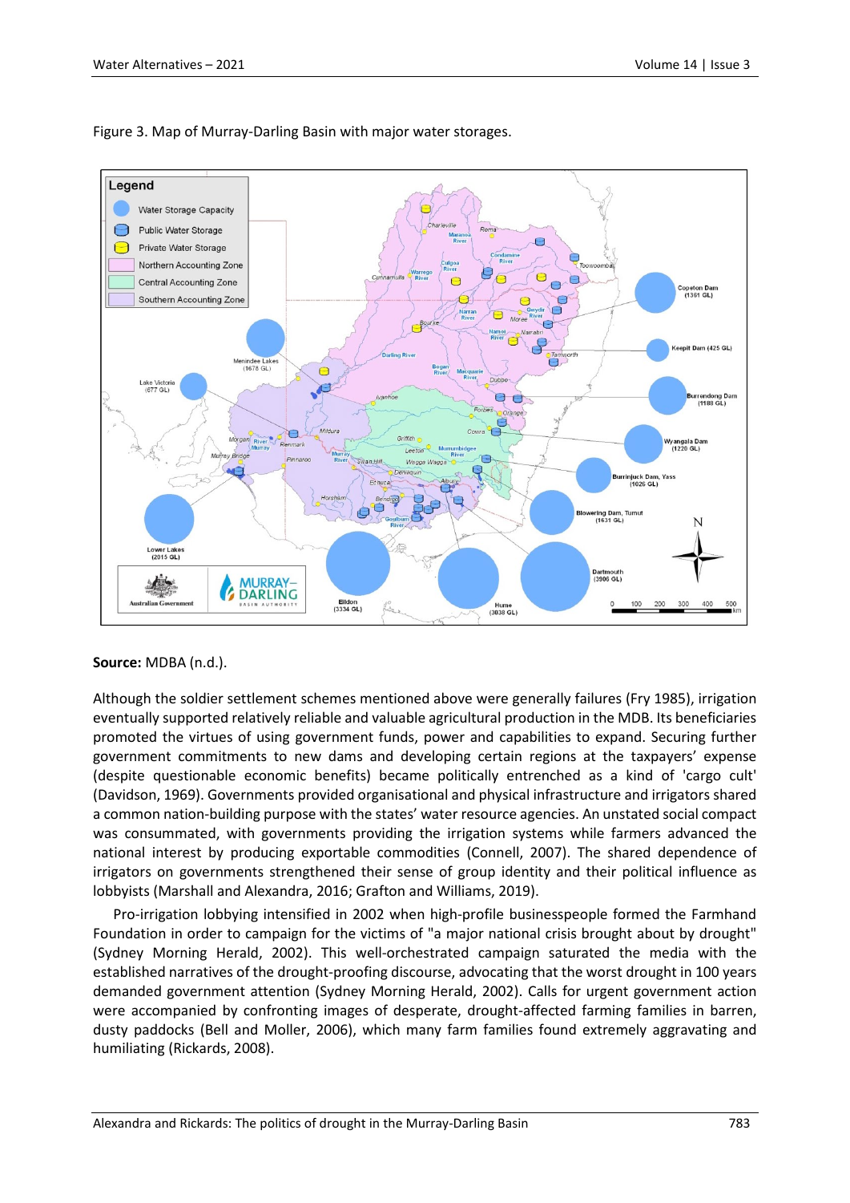Figure 3. Map of Murray-Darling Basin with major water storages.

**Source:** MDBA (n.d.).

Although the soldier settlement schemes mentioned above were generally failures (Fry 1985), irrigation eventually supported relatively reliable and valuable agricultural production in the MDB. Its beneficiaries promoted the virtues of using government funds, power and capabilities to expand. Securing further government commitments to new dams and developing certain regions at the taxpayers' expense (despite questionable economic benefits) became politically entrenched as a kind of 'cargo cult' (Davidson, 1969). Governments provided organisational and physical infrastructure and irrigators shared a common nation-building purpose with the states' water resource agencies. An unstated social compact was consummated, with governments providing the irrigation systems while farmers advanced the national interest by producing exportable commodities (Connell, 2007). The shared dependence of irrigators on governments strengthened their sense of group identity and their political influence as lobbyists (Marshall and Alexandra, 2016; Grafton and Williams, 2019).

Pro-irrigation lobbying intensified in 2002 when high-profile businesspeople formed the Farmhand Foundation in order to campaign for the victims of "a major national crisis brought about by drought" (Sydney Morning Herald, 2002). This well-orchestrated campaign saturated the media with the established narratives of the drought-proofing discourse, advocating that the worst drought in 100 years demanded government attention (Sydney Morning Herald, 2002). Calls for urgent government action were accompanied by confronting images of desperate, drought-affected farming families in barren, dusty paddocks (Bell and Moller, 2006), which many farm families found extremely aggravating and humiliating (Rickards, 2008).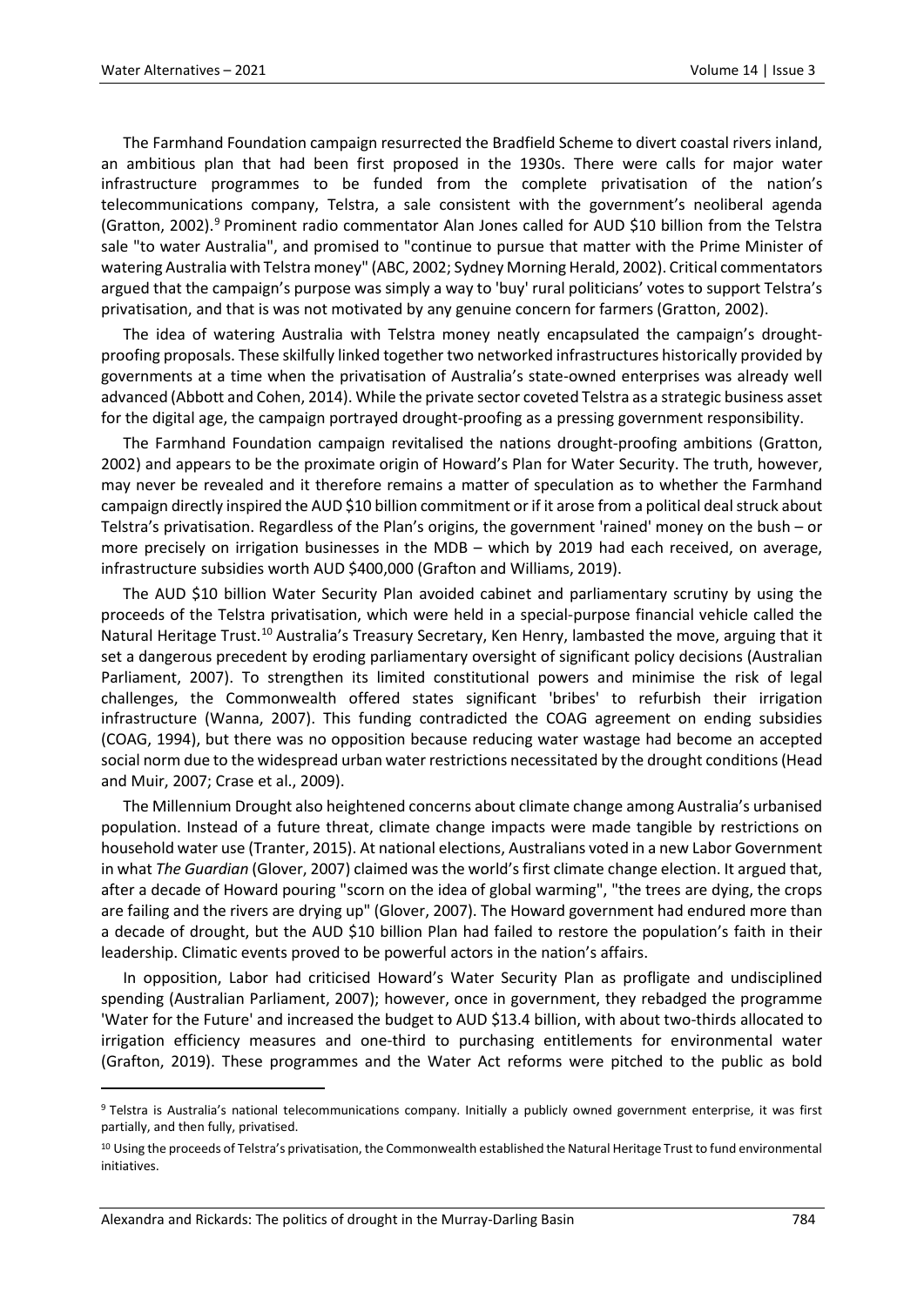The Farmhand Foundation campaign resurrected the Bradfield Scheme to divert coastal rivers inland, an ambitious plan that had been first proposed in the 1930s. There were calls for major water infrastructure programmes to be funded from the complete privatisation of the nation's telecommunications company, Telstra, a sale consistent with the government's neoliberal agenda (Gratton, 2002).[9] Prominent radio commentator Alan Jones called for AUD $10 billion from the Telstra sale "to water Australia", and promised to "continue to pursue that matter with the Prime Minister of watering Australia with Telstra money" (ABC, 2002; Sydney Morning Herald, 2002). Critical commentators argued that the campaign's purpose was simply a way to 'buy' rural politicians' votes to support Telstra's privatisation, and that is was not motivated by any genuine concern for farmers (Gratton, 2002).

The idea of watering Australia with Telstra money neatly encapsulated the campaign's drought-proofing proposals. These skilfully linked together two networked infrastructures historically provided by governments at a time when the privatisation of Australia's state-owned enterprises was already well advanced (Abbott and Cohen, 2014). While the private sector coveted Telstra as a strategic business asset for the digital age, the campaign portrayed drought-proofing as a pressing government responsibility.

The Farmhand Foundation campaign revitalised the nations drought-proofing ambitions (Gratton, 2002) and appears to be the proximate origin of Howard's Plan for Water Security. The truth, however, may never be revealed and it therefore remains a matter of speculation as to whether the Farmhand campaign directly inspired the AUD $10 billion commitment or if it arose from a political deal struck about Telstra's privatisation. Regardless of the Plan's origins, the government 'rained' money on the bush – or more precisely on irrigation businesses in the MDB – which by 2019 had each received, on average, infrastructure subsidies worth AUD $400,000 (Grafton and Williams, 2019).

The AUD $10 billion Water Security Plan avoided cabinet and parliamentary scrutiny by using the proceeds of the Telstra privatisation, which were held in a special-purpose financial vehicle called the Natural Heritage Trust.[10] Australia's Treasury Secretary, Ken Henry, lambasted the move, arguing that it set a dangerous precedent by eroding parliamentary oversight of significant policy decisions (Australian Parliament, 2007). To strengthen its limited constitutional powers and minimise the risk of legal challenges, the Commonwealth offered states significant 'bribes' to refurbish their irrigation infrastructure (Wanna, 2007). This funding contradicted the COAG agreement on ending subsidies (COAG, 1994), but there was no opposition because reducing water wastage had become an accepted social norm due to the widespread urban water restrictions necessitated by the drought conditions (Head and Muir, 2007; Crase et al., 2009).

The Millennium Drought also heightened concerns about climate change among Australia's urbanised population. Instead of a future threat, climate change impacts were made tangible by restrictions on household water use (Tranter, 2015). At national elections, Australians voted in a new Labor Government in what *The Guardian* (Glover, 2007) claimed was the world's first climate change election. It argued that, after a decade of Howard pouring "scorn on the idea of global warming", "the trees are dying, the crops are failing and the rivers are drying up" (Glover, 2007). The Howard government had endured more than a decade of drought, but the AUD $10 billion Plan had failed to restore the population's faith in their leadership. Climatic events proved to be powerful actors in the nation's affairs.

In opposition, Labor had criticised Howard's Water Security Plan as profligate and undisciplined spending (Australian Parliament, 2007); however, once in government, they rebadged the programme 'Water for the Future' and increased the budget to AUD $13.4 billion, with about two-thirds allocated to irrigation efficiency measures and one-third to purchasing entitlements for environmental water (Grafton, 2019). These programmes and the Water Act reforms were pitched to the public as bold

---

[9] Telstra is Australia's national telecommunications company. Initially a publicly owned government enterprise, it was first partially, and then fully, privatised.

[10] Using the proceeds of Telstra's privatisation, the Commonwealth established the Natural Heritage Trust to fund environmental initiatives.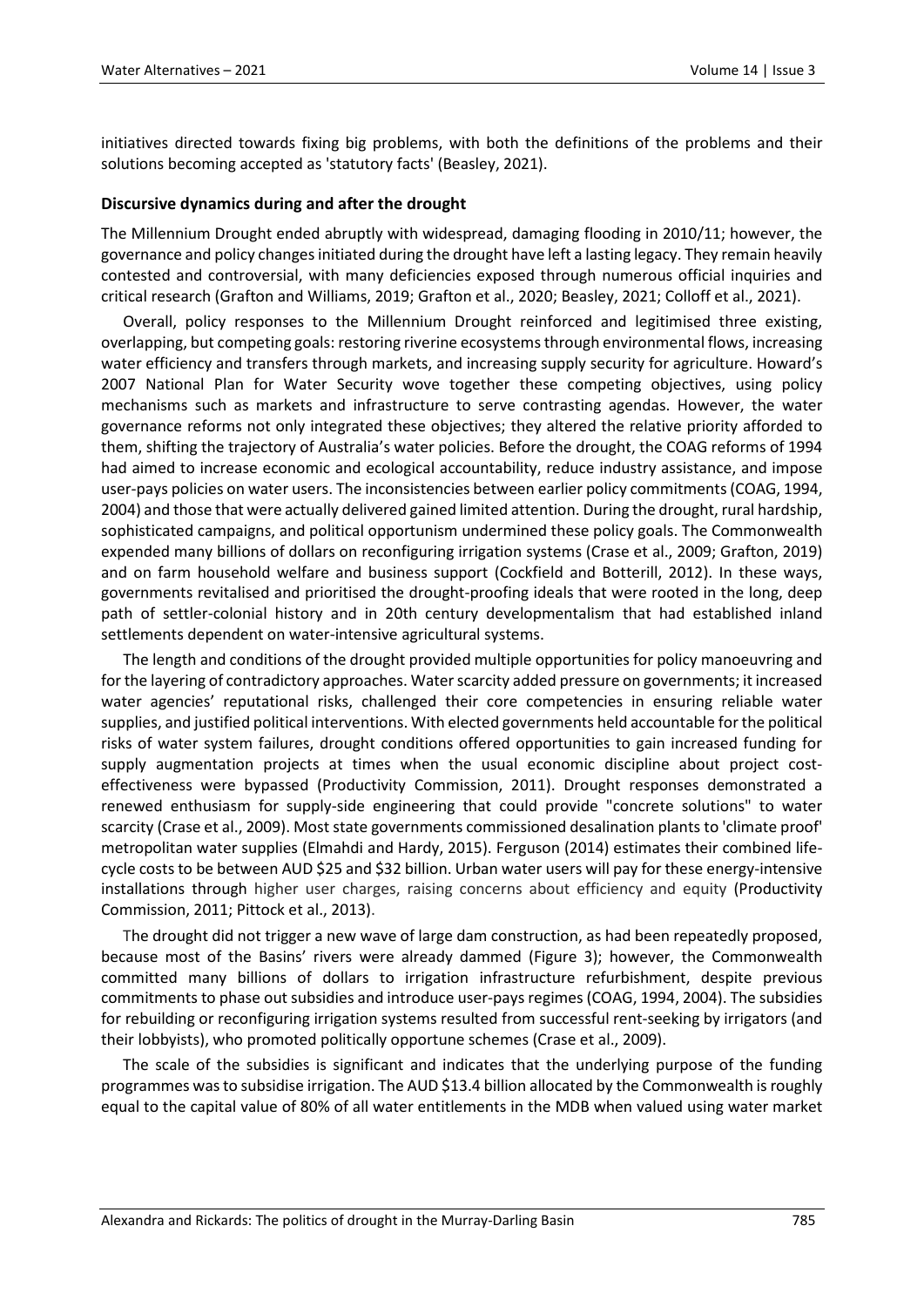initiatives directed towards fixing big problems, with both the definitions of the problems and their solutions becoming accepted as 'statutory facts' (Beasley, 2021).

### Discursive dynamics during and after the drought

The Millennium Drought ended abruptly with widespread, damaging flooding in 2010/11; however, the governance and policy changes initiated during the drought have left a lasting legacy. They remain heavily contested and controversial, with many deficiencies exposed through numerous official inquiries and critical research (Grafton and Williams, 2019; Grafton et al., 2020; Beasley, 2021; Colloff et al., 2021).

Overall, policy responses to the Millennium Drought reinforced and legitimised three existing, overlapping, but competing goals: restoring riverine ecosystems through environmental flows, increasing water efficiency and transfers through markets, and increasing supply security for agriculture. Howard's 2007 National Plan for Water Security wove together these competing objectives, using policy mechanisms such as markets and infrastructure to serve contrasting agendas. However, the water governance reforms not only integrated these objectives; they altered the relative priority afforded to them, shifting the trajectory of Australia's water policies. Before the drought, the COAG reforms of 1994 had aimed to increase economic and ecological accountability, reduce industry assistance, and impose user-pays policies on water users. The inconsistencies between earlier policy commitments (COAG, 1994, 2004) and those that were actually delivered gained limited attention. During the drought, rural hardship, sophisticated campaigns, and political opportunism undermined these policy goals. The Commonwealth expended many billions of dollars on reconfiguring irrigation systems (Crase et al., 2009; Grafton, 2019) and on farm household welfare and business support (Cockfield and Botterill, 2012). In these ways, governments revitalised and prioritised the drought-proofing ideals that were rooted in the long, deep path of settler-colonial history and in 20th century developmentalism that had established inland settlements dependent on water-intensive agricultural systems.

The length and conditions of the drought provided multiple opportunities for policy manoeuvring and for the layering of contradictory approaches. Water scarcity added pressure on governments; it increased water agencies' reputational risks, challenged their core competencies in ensuring reliable water supplies, and justified political interventions. With elected governments held accountable for the political risks of water system failures, drought conditions offered opportunities to gain increased funding for supply augmentation projects at times when the usual economic discipline about project cost-effectiveness were bypassed (Productivity Commission, 2011). Drought responses demonstrated a renewed enthusiasm for supply-side engineering that could provide "concrete solutions" to water scarcity (Crase et al., 2009). Most state governments commissioned desalination plants to 'climate proof' metropolitan water supplies (Elmahdi and Hardy, 2015). Ferguson (2014) estimates their combined life-cycle costs to be between AUD $25 and $32 billion. Urban water users will pay for these energy-intensive installations through higher user charges, raising concerns about efficiency and equity (Productivity Commission, 2011; Pittock et al., 2013).

The drought did not trigger a new wave of large dam construction, as had been repeatedly proposed, because most of the Basins' rivers were already dammed (Figure 3); however, the Commonwealth committed many billions of dollars to irrigation infrastructure refurbishment, despite previous commitments to phase out subsidies and introduce user-pays regimes (COAG, 1994, 2004). The subsidies for rebuilding or reconfiguring irrigation systems resulted from successful rent-seeking by irrigators (and their lobbyists), who promoted politically opportune schemes (Crase et al., 2009).

The scale of the subsidies is significant and indicates that the underlying purpose of the funding programmes was to subsidise irrigation. The AUD $13.4 billion allocated by the Commonwealth is roughly equal to the capital value of 80% of all water entitlements in the MDB when valued using water market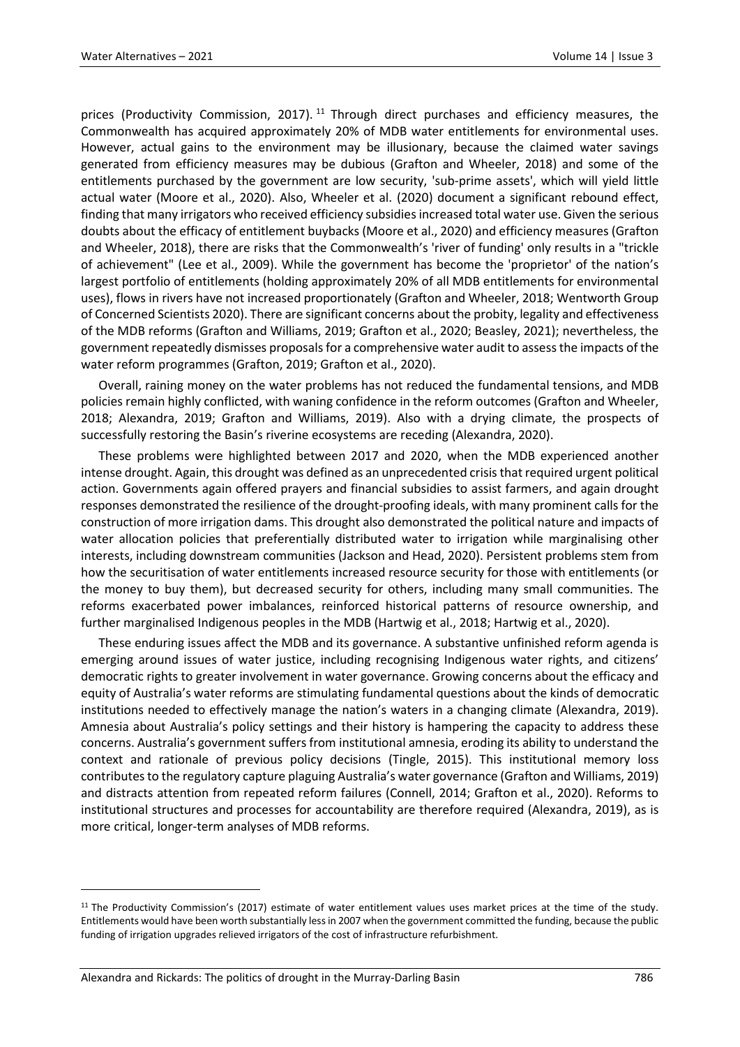prices (Productivity Commission, 2017).[11] Through direct purchases and efficiency measures, the Commonwealth has acquired approximately 20% of MDB water entitlements for environmental uses. However, actual gains to the environment may be illusionary, because the claimed water savings generated from efficiency measures may be dubious (Grafton and Wheeler, 2018) and some of the entitlements purchased by the government are low security, 'sub-prime assets', which will yield little actual water (Moore et al., 2020). Also, Wheeler et al. (2020) document a significant rebound effect, finding that many irrigators who received efficiency subsidies increased total water use. Given the serious doubts about the efficacy of entitlement buybacks (Moore et al., 2020) and efficiency measures (Grafton and Wheeler, 2018), there are risks that the Commonwealth's 'river of funding' only results in a "trickle of achievement" (Lee et al., 2009). While the government has become the 'proprietor' of the nation's largest portfolio of entitlements (holding approximately 20% of all MDB entitlements for environmental uses), flows in rivers have not increased proportionately (Grafton and Wheeler, 2018; Wentworth Group of Concerned Scientists 2020). There are significant concerns about the probity, legality and effectiveness of the MDB reforms (Grafton and Williams, 2019; Grafton et al., 2020; Beasley, 2021); nevertheless, the government repeatedly dismisses proposals for a comprehensive water audit to assess the impacts of the water reform programmes (Grafton, 2019; Grafton et al., 2020).

Overall, raining money on the water problems has not reduced the fundamental tensions, and MDB policies remain highly conflicted, with waning confidence in the reform outcomes (Grafton and Wheeler, 2018; Alexandra, 2019; Grafton and Williams, 2019). Also with a drying climate, the prospects of successfully restoring the Basin's riverine ecosystems are receding (Alexandra, 2020).

These problems were highlighted between 2017 and 2020, when the MDB experienced another intense drought. Again, this drought was defined as an unprecedented crisis that required urgent political action. Governments again offered prayers and financial subsidies to assist farmers, and again drought responses demonstrated the resilience of the drought-proofing ideals, with many prominent calls for the construction of more irrigation dams. This drought also demonstrated the political nature and impacts of water allocation policies that preferentially distributed water to irrigation while marginalising other interests, including downstream communities (Jackson and Head, 2020). Persistent problems stem from how the securitisation of water entitlements increased resource security for those with entitlements (or the money to buy them), but decreased security for others, including many small communities. The reforms exacerbated power imbalances, reinforced historical patterns of resource ownership, and further marginalised Indigenous peoples in the MDB (Hartwig et al., 2018; Hartwig et al., 2020).

These enduring issues affect the MDB and its governance. A substantive unfinished reform agenda is emerging around issues of water justice, including recognising Indigenous water rights, and citizens' democratic rights to greater involvement in water governance. Growing concerns about the efficacy and equity of Australia's water reforms are stimulating fundamental questions about the kinds of democratic institutions needed to effectively manage the nation's waters in a changing climate (Alexandra, 2019). Amnesia about Australia's policy settings and their history is hampering the capacity to address these concerns. Australia's government suffers from institutional amnesia, eroding its ability to understand the context and rationale of previous policy decisions (Tingle, 2015). This institutional memory loss contributes to the regulatory capture plaguing Australia's water governance (Grafton and Williams, 2019) and distracts attention from repeated reform failures (Connell, 2014; Grafton et al., 2020). Reforms to institutional structures and processes for accountability are therefore required (Alexandra, 2019), as is more critical, longer-term analyses of MDB reforms.

[11] The Productivity Commission's (2017) estimate of water entitlement values uses market prices at the time of the study. Entitlements would have been worth substantially less in 2007 when the government committed the funding, because the public funding of irrigation upgrades relieved irrigators of the cost of infrastructure refurbishment.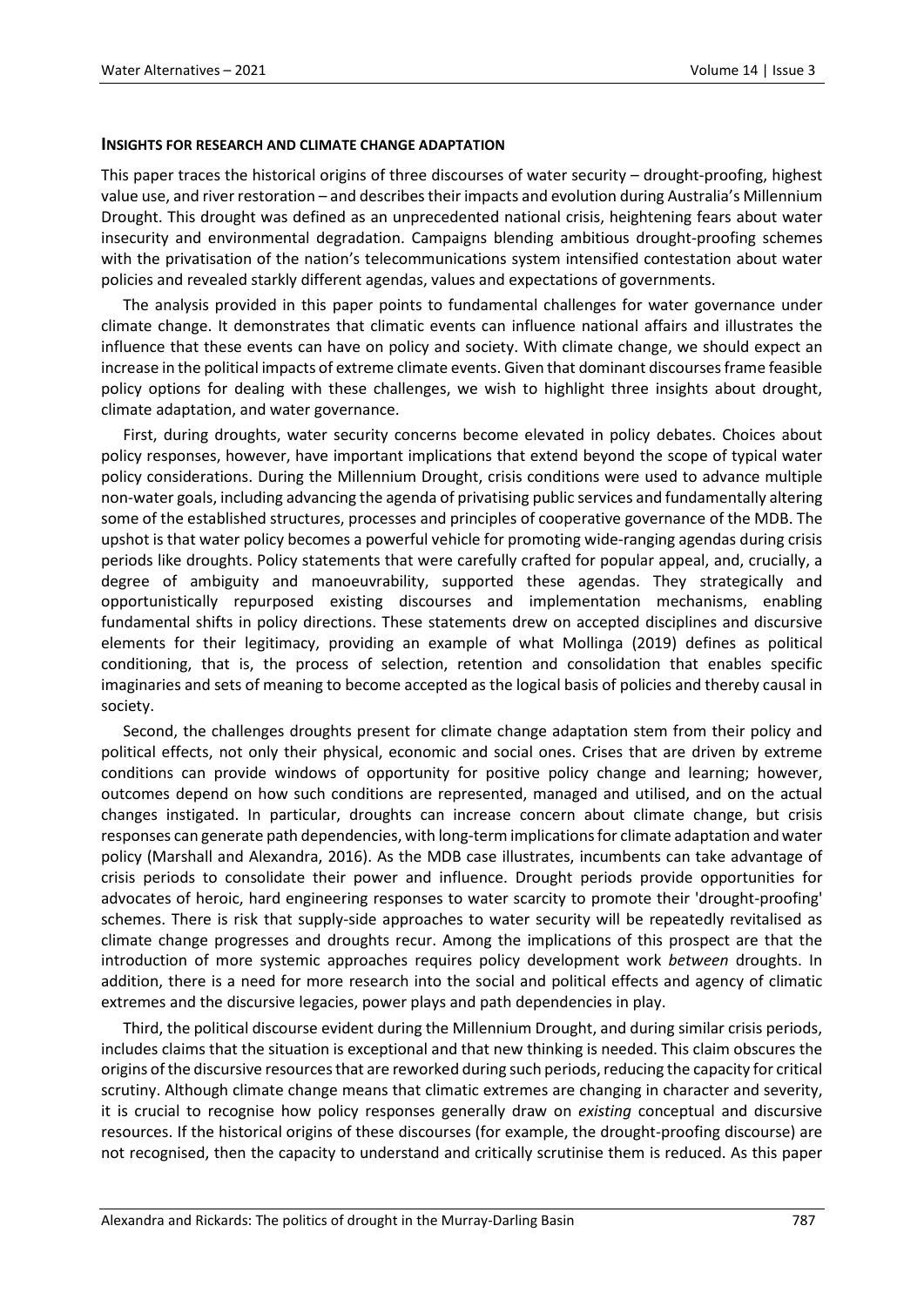## INSIGHTS FOR RESEARCH AND CLIMATE CHANGE ADAPTATION

This paper traces the historical origins of three discourses of water security – drought-proofing, highest value use, and river restoration – and describes their impacts and evolution during Australia's Millennium Drought. This drought was defined as an unprecedented national crisis, heightening fears about water insecurity and environmental degradation. Campaigns blending ambitious drought-proofing schemes with the privatisation of the nation's telecommunications system intensified contestation about water policies and revealed starkly different agendas, values and expectations of governments.

The analysis provided in this paper points to fundamental challenges for water governance under climate change. It demonstrates that climatic events can influence national affairs and illustrates the influence that these events can have on policy and society. With climate change, we should expect an increase in the political impacts of extreme climate events. Given that dominant discourses frame feasible policy options for dealing with these challenges, we wish to highlight three insights about drought, climate adaptation, and water governance.

First, during droughts, water security concerns become elevated in policy debates. Choices about policy responses, however, have important implications that extend beyond the scope of typical water policy considerations. During the Millennium Drought, crisis conditions were used to advance multiple non-water goals, including advancing the agenda of privatising public services and fundamentally altering some of the established structures, processes and principles of cooperative governance of the MDB. The upshot is that water policy becomes a powerful vehicle for promoting wide-ranging agendas during crisis periods like droughts. Policy statements that were carefully crafted for popular appeal, and, crucially, a degree of ambiguity and manoeuvrability, supported these agendas. They strategically and opportunistically repurposed existing discourses and implementation mechanisms, enabling fundamental shifts in policy directions. These statements drew on accepted disciplines and discursive elements for their legitimacy, providing an example of what Mollinga (2019) defines as political conditioning, that is, the process of selection, retention and consolidation that enables specific imaginaries and sets of meaning to become accepted as the logical basis of policies and thereby causal in society.

Second, the challenges droughts present for climate change adaptation stem from their policy and political effects, not only their physical, economic and social ones. Crises that are driven by extreme conditions can provide windows of opportunity for positive policy change and learning; however, outcomes depend on how such conditions are represented, managed and utilised, and on the actual changes instigated. In particular, droughts can increase concern about climate change, but crisis responses can generate path dependencies, with long-term implications for climate adaptation and water policy (Marshall and Alexandra, 2016). As the MDB case illustrates, incumbents can take advantage of crisis periods to consolidate their power and influence. Drought periods provide opportunities for advocates of heroic, hard engineering responses to water scarcity to promote their 'drought-proofing' schemes. There is risk that supply-side approaches to water security will be repeatedly revitalised as climate change progresses and droughts recur. Among the implications of this prospect are that the introduction of more systemic approaches requires policy development work *between* droughts. In addition, there is a need for more research into the social and political effects and agency of climatic extremes and the discursive legacies, power plays and path dependencies in play.

Third, the political discourse evident during the Millennium Drought, and during similar crisis periods, includes claims that the situation is exceptional and that new thinking is needed. This claim obscures the origins of the discursive resources that are reworked during such periods, reducing the capacity for critical scrutiny. Although climate change means that climatic extremes are changing in character and severity, it is crucial to recognise how policy responses generally draw on *existing* conceptual and discursive resources. If the historical origins of these discourses (for example, the drought-proofing discourse) are not recognised, then the capacity to understand and critically scrutinise them is reduced. As this paper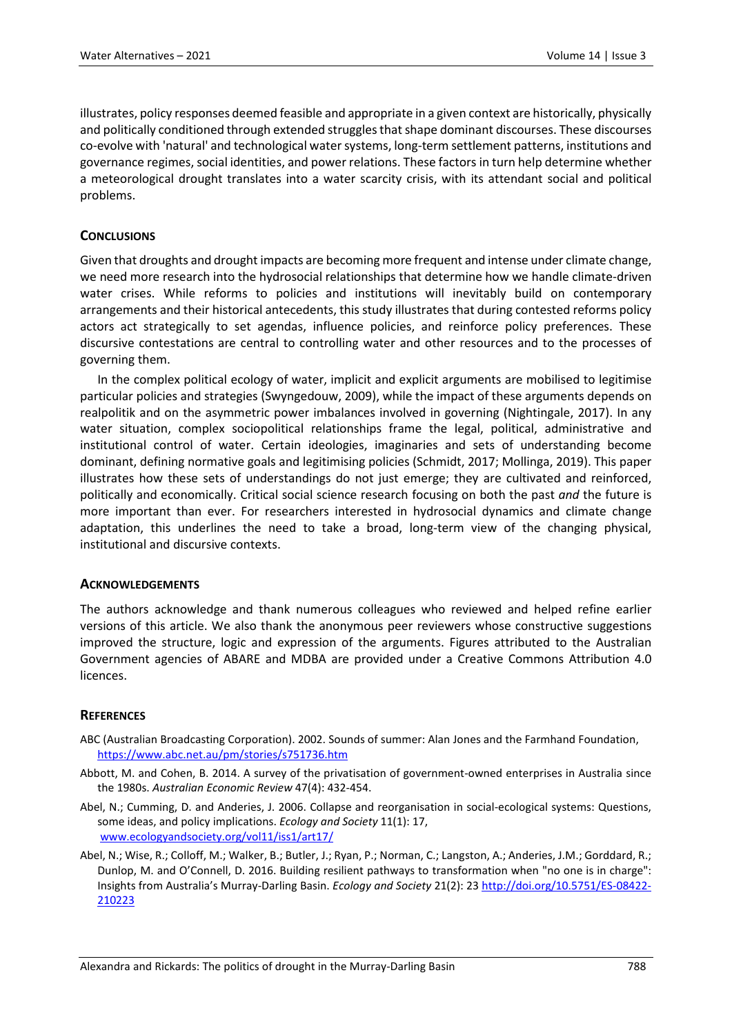illustrates, policy responses deemed feasible and appropriate in a given context are historically, physically and politically conditioned through extended struggles that shape dominant discourses. These discourses co-evolve with 'natural' and technological water systems, long-term settlement patterns, institutions and governance regimes, social identities, and power relations. These factors in turn help determine whether a meteorological drought translates into a water scarcity crisis, with its attendant social and political problems.

## CONCLUSIONS

Given that droughts and drought impacts are becoming more frequent and intense under climate change, we need more research into the hydrosocial relationships that determine how we handle climate-driven water crises. While reforms to policies and institutions will inevitably build on contemporary arrangements and their historical antecedents, this study illustrates that during contested reforms policy actors act strategically to set agendas, influence policies, and reinforce policy preferences. These discursive contestations are central to controlling water and other resources and to the processes of governing them.

In the complex political ecology of water, implicit and explicit arguments are mobilised to legitimise particular policies and strategies (Swyngedouw, 2009), while the impact of these arguments depends on realpolitik and on the asymmetric power imbalances involved in governing (Nightingale, 2017). In any water situation, complex sociopolitical relationships frame the legal, political, administrative and institutional control of water. Certain ideologies, imaginaries and sets of understanding become dominant, defining normative goals and legitimising policies (Schmidt, 2017; Mollinga, 2019). This paper illustrates how these sets of understandings do not just emerge; they are cultivated and reinforced, politically and economically. Critical social science research focusing on both the past *and* the future is more important than ever. For researchers interested in hydrosocial dynamics and climate change adaptation, this underlines the need to take a broad, long-term view of the changing physical, institutional and discursive contexts.

## ACKNOWLEDGEMENTS

The authors acknowledge and thank numerous colleagues who reviewed and helped refine earlier versions of this article. We also thank the anonymous peer reviewers whose constructive suggestions improved the structure, logic and expression of the arguments. Figures attributed to the Australian Government agencies of ABARE and MDBA are provided under a Creative Commons Attribution 4.0 licences.

## REFERENCES

ABC (Australian Broadcasting Corporation). 2002. Sounds of summer: Alan Jones and the Farmhand Foundation, https://www.abc.net.au/pm/stories/s751736.htm

Abbott, M. and Cohen, B. 2014. A survey of the privatisation of government-owned enterprises in Australia since the 1980s. *Australian Economic Review* 47(4): 432-454.

Abel, N.; Cumming, D. and Anderies, J. 2006. Collapse and reorganisation in social-ecological systems: Questions, some ideas, and policy implications. *Ecology and Society* 11(1): 17, www.ecologyandsociety.org/vol11/iss1/art17/

Abel, N.; Wise, R.; Colloff, M.; Walker, B.; Butler, J.; Ryan, P.; Norman, C.; Langston, A.; Anderies, J.M.; Gorddard, R.; Dunlop, M. and O'Connell, D. 2016. Building resilient pathways to transformation when "no one is in charge": Insights from Australia's Murray-Darling Basin. *Ecology and Society* 21(2): 23 http://doi.org/10.5751/ES-08422-210223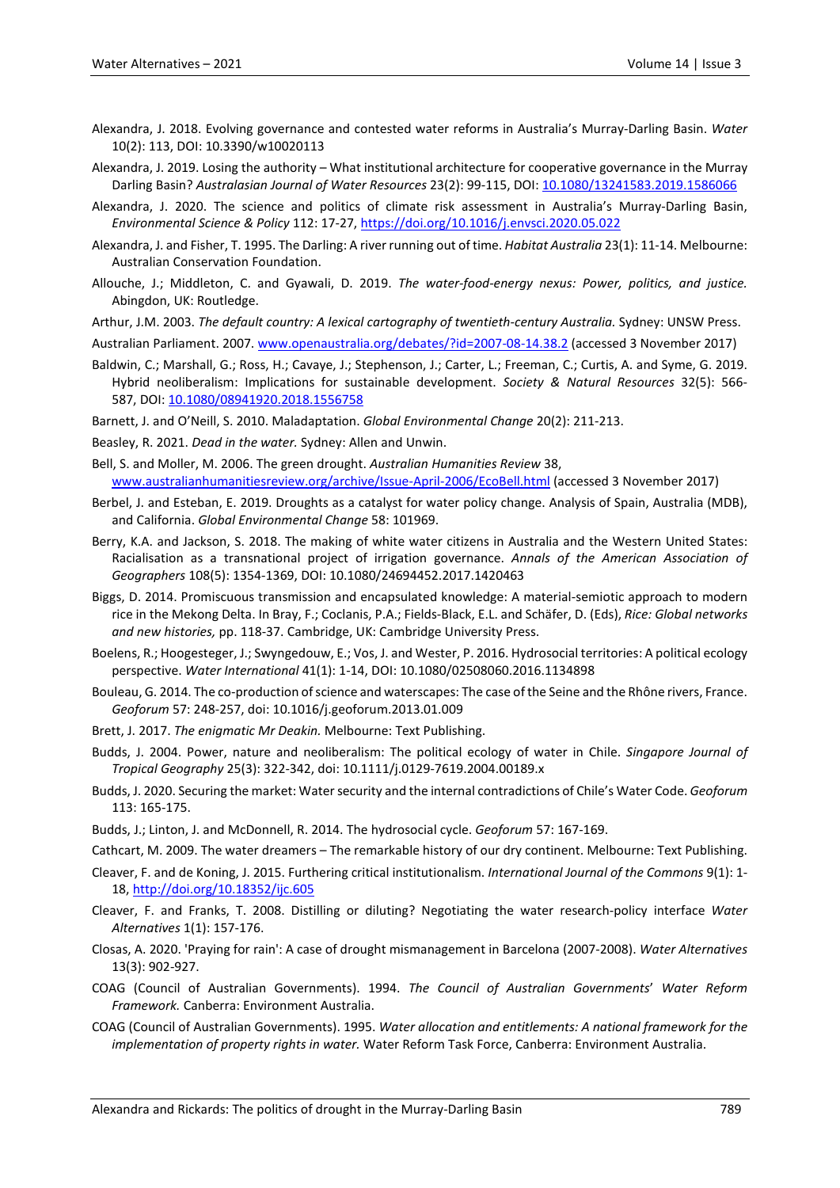Alexandra, J. 2018. Evolving governance and contested water reforms in Australia's Murray-Darling Basin. *Water* 10(2): 113, DOI: 10.3390/w10020113

Alexandra, J. 2019. Losing the authority – What institutional architecture for cooperative governance in the Murray Darling Basin? *Australasian Journal of Water Resources* 23(2): 99-115, DOI: 10.1080/13241583.2019.1586066

Alexandra, J. 2020. The science and politics of climate risk assessment in Australia's Murray-Darling Basin, *Environmental Science & Policy* 112: 17-27, https://doi.org/10.1016/j.envsci.2020.05.022

Alexandra, J. and Fisher, T. 1995. The Darling: A river running out of time. *Habitat Australia* 23(1): 11-14. Melbourne: Australian Conservation Foundation.

Allouche, J.; Middleton, C. and Gyawali, D. 2019. *The water-food-energy nexus: Power, politics, and justice.* Abingdon, UK: Routledge.

Arthur, J.M. 2003. *The default country: A lexical cartography of twentieth-century Australia.* Sydney: UNSW Press.

Australian Parliament. 2007. www.openaustralia.org/debates/?id=2007-08-14.38.2 (accessed 3 November 2017)

Baldwin, C.; Marshall, G.; Ross, H.; Cavaye, J.; Stephenson, J.; Carter, L.; Freeman, C.; Curtis, A. and Syme, G. 2019. Hybrid neoliberalism: Implications for sustainable development. *Society & Natural Resources* 32(5): 566-587, DOI: 10.1080/08941920.2018.1556758

Barnett, J. and O'Neill, S. 2010. Maladaptation. *Global Environmental Change* 20(2): 211-213.

Beasley, R. 2021. *Dead in the water.* Sydney: Allen and Unwin.

Bell, S. and Moller, M. 2006. The green drought. *Australian Humanities Review* 38, www.australianhumanitiesreview.org/archive/Issue-April-2006/EcoBell.html (accessed 3 November 2017)

Berbel, J. and Esteban, E. 2019. Droughts as a catalyst for water policy change. Analysis of Spain, Australia (MDB), and California. *Global Environmental Change* 58: 101969.

Berry, K.A. and Jackson, S. 2018. The making of white water citizens in Australia and the Western United States: Racialisation as a transnational project of irrigation governance. *Annals of the American Association of Geographers* 108(5): 1354-1369, DOI: 10.1080/24694452.2017.1420463

Biggs, D. 2014. Promiscuous transmission and encapsulated knowledge: A material-semiotic approach to modern rice in the Mekong Delta. In Bray, F.; Coclanis, P.A.; Fields-Black, E.L. and Schäfer, D. (Eds), *Rice: Global networks and new histories,* pp. 118-37. Cambridge, UK: Cambridge University Press.

Boelens, R.; Hoogesteger, J.; Swyngedouw, E.; Vos, J. and Wester, P. 2016. Hydrosocial territories: A political ecology perspective. *Water International* 41(1): 1-14, DOI: 10.1080/02508060.2016.1134898

Bouleau, G. 2014. The co-production of science and waterscapes: The case of the Seine and the Rhône rivers, France. *Geoforum* 57: 248-257, doi: 10.1016/j.geoforum.2013.01.009

Brett, J. 2017. *The enigmatic Mr Deakin.* Melbourne: Text Publishing.

Budds, J. 2004. Power, nature and neoliberalism: The political ecology of water in Chile. *Singapore Journal of Tropical Geography* 25(3): 322-342, doi: 10.1111/j.0129-7619.2004.00189.x

Budds, J. 2020. Securing the market: Water security and the internal contradictions of Chile's Water Code. *Geoforum* 113: 165-175.

Budds, J.; Linton, J. and McDonnell, R. 2014. The hydrosocial cycle. *Geoforum* 57: 167-169.

Cathcart, M. 2009. The water dreamers – The remarkable history of our dry continent. Melbourne: Text Publishing.

Cleaver, F. and de Koning, J. 2015. Furthering critical institutionalism. *International Journal of the Commons* 9(1): 1-18, http://doi.org/10.18352/ijc.605

Cleaver, F. and Franks, T. 2008. Distilling or diluting? Negotiating the water research-policy interface *Water Alternatives* 1(1): 157-176.

Closas, A. 2020. 'Praying for rain': A case of drought mismanagement in Barcelona (2007-2008). *Water Alternatives* 13(3): 902-927.

COAG (Council of Australian Governments). 1994. *The Council of Australian Governments' Water Reform Framework.* Canberra: Environment Australia.

COAG (Council of Australian Governments). 1995. *Water allocation and entitlements: A national framework for the implementation of property rights in water.* Water Reform Task Force, Canberra: Environment Australia.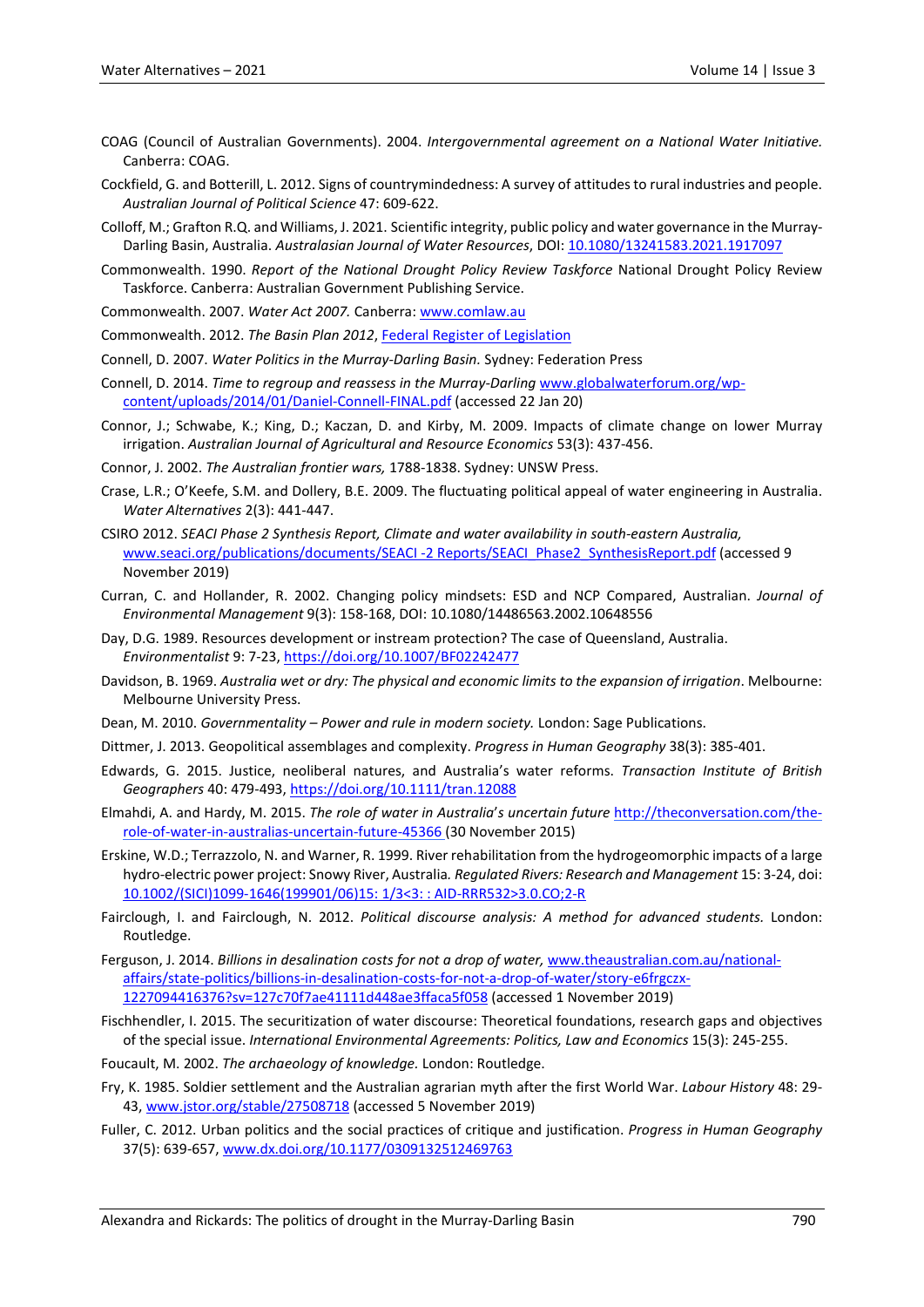COAG (Council of Australian Governments). 2004. *Intergovernmental agreement on a National Water Initiative.* Canberra: COAG.

Cockfield, G. and Botterill, L. 2012. Signs of countrymindedness: A survey of attitudes to rural industries and people. *Australian Journal of Political Science* 47: 609-622.

Colloff, M.; Grafton R.Q. and Williams, J. 2021. Scientific integrity, public policy and water governance in the Murray-Darling Basin, Australia. *Australasian Journal of Water Resources*, DOI: 10.1080/13241583.2021.1917097

Commonwealth. 1990. *Report of the National Drought Policy Review Taskforce* National Drought Policy Review Taskforce. Canberra: Australian Government Publishing Service.

Commonwealth. 2007. *Water Act 2007.* Canberra: www.comlaw.au

Commonwealth. 2012. *The Basin Plan 2012*, Federal Register of Legislation

Connell, D. 2007. *Water Politics in the Murray-Darling Basin.* Sydney: Federation Press

Connell, D. 2014. *Time to regroup and reassess in the Murray-Darling* www.globalwaterforum.org/wp-content/uploads/2014/01/Daniel-Connell-FINAL.pdf (accessed 22 Jan 20)

Connor, J.; Schwabe, K.; King, D.; Kaczan, D. and Kirby, M. 2009. Impacts of climate change on lower Murray irrigation. *Australian Journal of Agricultural and Resource Economics* 53(3): 437-456.

Connor, J. 2002. *The Australian frontier wars,* 1788-1838. Sydney: UNSW Press.

Crase, L.R.; O'Keefe, S.M. and Dollery, B.E. 2009. The fluctuating political appeal of water engineering in Australia. *Water Alternatives* 2(3): 441-447.

CSIRO 2012. *SEACI Phase 2 Synthesis Report, Climate and water availability in south-eastern Australia,* www.seaci.org/publications/documents/SEACI -2 Reports/SEACI_Phase2_SynthesisReport.pdf (accessed 9 November 2019)

Curran, C. and Hollander, R. 2002. Changing policy mindsets: ESD and NCP Compared, Australian. *Journal of Environmental Management* 9(3): 158-168, DOI: 10.1080/14486563.2002.10648556

Day, D.G. 1989. Resources development or instream protection? The case of Queensland, Australia. *Environmentalist* 9: 7-23, https://doi.org/10.1007/BF02242477

Davidson, B. 1969. *Australia wet or dry: The physical and economic limits to the expansion of irrigation*. Melbourne: Melbourne University Press.

Dean, M. 2010. *Governmentality – Power and rule in modern society.* London: Sage Publications.

Dittmer, J. 2013. Geopolitical assemblages and complexity. *Progress in Human Geography* 38(3): 385-401.

Edwards, G. 2015. Justice, neoliberal natures, and Australia's water reforms. *Transaction Institute of British Geographers* 40: 479-493, https://doi.org/10.1111/tran.12088

Elmahdi, A. and Hardy, M. 2015. *The role of water in Australia's uncertain future* http://theconversation.com/the-role-of-water-in-australias-uncertain-future-45366 (30 November 2015)

Erskine, W.D.; Terrazzolo, N. and Warner, R. 1999. River rehabilitation from the hydrogeomorphic impacts of a large hydro-electric power project: Snowy River, Australia. *Regulated Rivers: Research and Management* 15: 3-24, doi: 10.1002/(SICI)1099-1646(199901/06)15: 1/3<3: : AID-RRR532>3.0.CO;2-R

Fairclough, I. and Fairclough, N. 2012. *Political discourse analysis: A method for advanced students.* London: Routledge.

Ferguson, J. 2014. *Billions in desalination costs for not a drop of water,* www.theaustralian.com.au/national-affairs/state-politics/billions-in-desalination-costs-for-not-a-drop-of-water/story-e6frgczx-1227094416376?sv=127c70f7ae41111d448ae3ffaca5f058 (accessed 1 November 2019)

Fischhendler, I. 2015. The securitization of water discourse: Theoretical foundations, research gaps and objectives of the special issue. *International Environmental Agreements: Politics, Law and Economics* 15(3): 245-255.

Foucault, M. 2002. *The archaeology of knowledge.* London: Routledge.

Fry, K. 1985. Soldier settlement and the Australian agrarian myth after the first World War. *Labour History* 48: 29-43, www.jstor.org/stable/27508718 (accessed 5 November 2019)

Fuller, C. 2012. Urban politics and the social practices of critique and justification. *Progress in Human Geography* 37(5): 639-657, www.dx.doi.org/10.1177/0309132512469763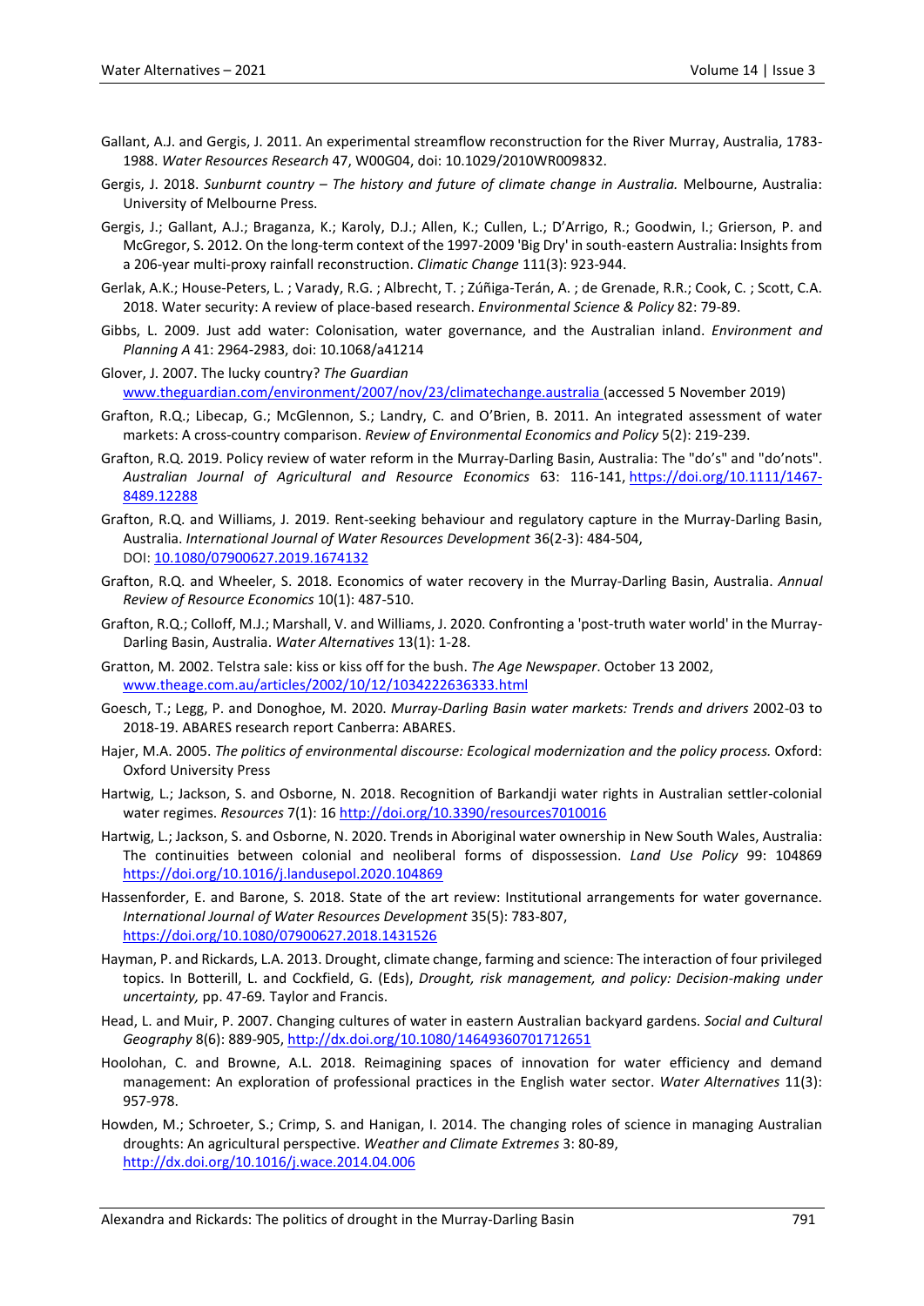Gallant, A.J. and Gergis, J. 2011. An experimental streamflow reconstruction for the River Murray, Australia, 1783-1988. *Water Resources Research* 47, W00G04, doi: 10.1029/2010WR009832.

Gergis, J. 2018. *Sunburnt country – The history and future of climate change in Australia.* Melbourne, Australia: University of Melbourne Press.

Gergis, J.; Gallant, A.J.; Braganza, K.; Karoly, D.J.; Allen, K.; Cullen, L.; D'Arrigo, R.; Goodwin, I.; Grierson, P. and McGregor, S. 2012. On the long-term context of the 1997-2009 'Big Dry' in south-eastern Australia: Insights from a 206-year multi-proxy rainfall reconstruction. *Climatic Change* 111(3): 923-944.

Gerlak, A.K.; House-Peters, L. ; Varady, R.G. ; Albrecht, T. ; Zúñiga-Terán, A. ; de Grenade, R.R.; Cook, C. ; Scott, C.A. 2018. Water security: A review of place-based research. *Environmental Science & Policy* 82: 79-89.

Gibbs, L. 2009. Just add water: Colonisation, water governance, and the Australian inland. *Environment and Planning A* 41: 2964-2983, doi: 10.1068/a41214

Glover, J. 2007. The lucky country? *The Guardian* www.theguardian.com/environment/2007/nov/23/climatechange.australia (accessed 5 November 2019)

Grafton, R.Q.; Libecap, G.; McGlennon, S.; Landry, C. and O'Brien, B. 2011. An integrated assessment of water markets: A cross-country comparison. *Review of Environmental Economics and Policy* 5(2): 219-239.

Grafton, R.Q. 2019. Policy review of water reform in the Murray-Darling Basin, Australia: The "do's" and "do'nots". *Australian Journal of Agricultural and Resource Economics* 63: 116-141, https://doi.org/10.1111/1467-8489.12288

Grafton, R.Q. and Williams, J. 2019. Rent-seeking behaviour and regulatory capture in the Murray-Darling Basin, Australia. *International Journal of Water Resources Development* 36(2-3): 484-504, DOI: 10.1080/07900627.2019.1674132

Grafton, R.Q. and Wheeler, S. 2018. Economics of water recovery in the Murray-Darling Basin, Australia. *Annual Review of Resource Economics* 10(1): 487-510.

Grafton, R.Q.; Colloff, M.J.; Marshall, V. and Williams, J. 2020. Confronting a 'post-truth water world' in the Murray-Darling Basin, Australia. *Water Alternatives* 13(1): 1-28.

Gratton, M. 2002. Telstra sale: kiss or kiss off for the bush. *The Age Newspaper*. October 13 2002, www.theage.com.au/articles/2002/10/12/1034222636333.html

Goesch, T.; Legg, P. and Donoghoe, M. 2020. *Murray-Darling Basin water markets: Trends and drivers* 2002-03 to 2018-19. ABARES research report Canberra: ABARES.

Hajer, M.A. 2005. *The politics of environmental discourse: Ecological modernization and the policy process.* Oxford: Oxford University Press

Hartwig, L.; Jackson, S. and Osborne, N. 2018. Recognition of Barkandji water rights in Australian settler-colonial water regimes. *Resources* 7(1): 16 http://doi.org/10.3390/resources7010016

Hartwig, L.; Jackson, S. and Osborne, N. 2020. Trends in Aboriginal water ownership in New South Wales, Australia: The continuities between colonial and neoliberal forms of dispossession. *Land Use Policy* 99: 104869 https://doi.org/10.1016/j.landusepol.2020.104869

Hassenforder, E. and Barone, S. 2018. State of the art review: Institutional arrangements for water governance. *International Journal of Water Resources Development* 35(5): 783-807, https://doi.org/10.1080/07900627.2018.1431526

Hayman, P. and Rickards, L.A. 2013. Drought, climate change, farming and science: The interaction of four privileged topics. In Botterill, L. and Cockfield, G. (Eds), *Drought, risk management, and policy: Decision-making under uncertainty,* pp. 47-69. Taylor and Francis.

Head, L. and Muir, P. 2007. Changing cultures of water in eastern Australian backyard gardens. *Social and Cultural Geography* 8(6): 889-905, http://dx.doi.org/10.1080/14649360701712651

Hoolohan, C. and Browne, A.L. 2018. Reimagining spaces of innovation for water efficiency and demand management: An exploration of professional practices in the English water sector. *Water Alternatives* 11(3): 957-978.

Howden, M.; Schroeter, S.; Crimp, S. and Hanigan, I. 2014. The changing roles of science in managing Australian droughts: An agricultural perspective. *Weather and Climate Extremes* 3: 80-89, http://dx.doi.org/10.1016/j.wace.2014.04.006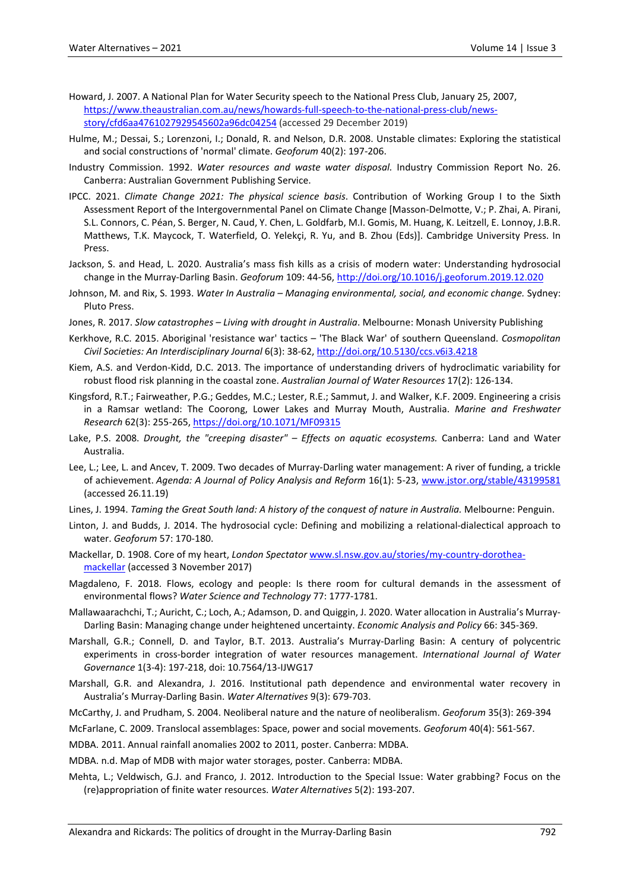Howard, J. 2007. A National Plan for Water Security speech to the National Press Club, January 25, 2007, https://www.theaustralian.com.au/news/howards-full-speech-to-the-national-press-club/news-story/cfd6aa4761027929545602a96dc04254 (accessed 29 December 2019)

Hulme, M.; Dessai, S.; Lorenzoni, I.; Donald, R. and Nelson, D.R. 2008. Unstable climates: Exploring the statistical and social constructions of 'normal' climate. *Geoforum* 40(2): 197-206.

Industry Commission. 1992. *Water resources and waste water disposal.* Industry Commission Report No. 26. Canberra: Australian Government Publishing Service.

IPCC. 2021. *Climate Change 2021: The physical science basis*. Contribution of Working Group I to the Sixth Assessment Report of the Intergovernmental Panel on Climate Change [Masson-Delmotte, V.; P. Zhai, A. Pirani, S.L. Connors, C. Péan, S. Berger, N. Caud, Y. Chen, L. Goldfarb, M.I. Gomis, M. Huang, K. Leitzell, E. Lonnoy, J.B.R. Matthews, T.K. Maycock, T. Waterfield, O. Yelekçi, R. Yu, and B. Zhou (Eds)]. Cambridge University Press. In Press.

Jackson, S. and Head, L. 2020. Australia's mass fish kills as a crisis of modern water: Understanding hydrosocial change in the Murray-Darling Basin. *Geoforum* 109: 44-56, http://doi.org/10.1016/j.geoforum.2019.12.020

Johnson, M. and Rix, S. 1993. *Water In Australia – Managing environmental, social, and economic change.* Sydney: Pluto Press.

Jones, R. 2017. *Slow catastrophes – Living with drought in Australia*. Melbourne: Monash University Publishing

Kerkhove, R.C. 2015. Aboriginal 'resistance war' tactics – 'The Black War' of southern Queensland. *Cosmopolitan Civil Societies: An Interdisciplinary Journal* 6(3): 38-62, http://doi.org/10.5130/ccs.v6i3.4218

Kiem, A.S. and Verdon-Kidd, D.C. 2013. The importance of understanding drivers of hydroclimatic variability for robust flood risk planning in the coastal zone. *Australian Journal of Water Resources* 17(2): 126-134.

Kingsford, R.T.; Fairweather, P.G.; Geddes, M.C.; Lester, R.E.; Sammut, J. and Walker, K.F. 2009. Engineering a crisis in a Ramsar wetland: The Coorong, Lower Lakes and Murray Mouth, Australia. *Marine and Freshwater Research* 62(3): 255-265, https://doi.org/10.1071/MF09315

Lake, P.S. 2008. *Drought, the "creeping disaster" – Effects on aquatic ecosystems.* Canberra: Land and Water Australia.

Lee, L.; Lee, L. and Ancev, T. 2009. Two decades of Murray-Darling water management: A river of funding, a trickle of achievement. *Agenda: A Journal of Policy Analysis and Reform* 16(1): 5-23, www.jstor.org/stable/43199581 (accessed 26.11.19)

Lines, J. 1994. *Taming the Great South land: A history of the conquest of nature in Australia.* Melbourne: Penguin.

Linton, J. and Budds, J. 2014. The hydrosocial cycle: Defining and mobilizing a relational-dialectical approach to water. *Geoforum* 57: 170-180.

Mackellar, D. 1908. Core of my heart, *London Spectator* www.sl.nsw.gov.au/stories/my-country-dorothea-mackellar (accessed 3 November 2017)

Magdaleno, F. 2018. Flows, ecology and people: Is there room for cultural demands in the assessment of environmental flows? *Water Science and Technology* 77: 1777-1781.

Mallawaarachchi, T.; Auricht, C.; Loch, A.; Adamson, D. and Quiggin, J. 2020. Water allocation in Australia's Murray-Darling Basin: Managing change under heightened uncertainty. *Economic Analysis and Policy* 66: 345-369.

Marshall, G.R.; Connell, D. and Taylor, B.T. 2013. Australia's Murray-Darling Basin: A century of polycentric experiments in cross-border integration of water resources management. *International Journal of Water Governance* 1(3-4): 197-218, doi: 10.7564/13-IJWG17

Marshall, G.R. and Alexandra, J. 2016. Institutional path dependence and environmental water recovery in Australia's Murray-Darling Basin. *Water Alternatives* 9(3): 679-703.

McCarthy, J. and Prudham, S. 2004. Neoliberal nature and the nature of neoliberalism. *Geoforum* 35(3): 269-394

McFarlane, C. 2009. Translocal assemblages: Space, power and social movements. *Geoforum* 40(4): 561-567.

MDBA. 2011. Annual rainfall anomalies 2002 to 2011, poster. Canberra: MDBA.

MDBA. n.d. Map of MDB with major water storages, poster. Canberra: MDBA.

Mehta, L.; Veldwisch, G.J. and Franco, J. 2012. Introduction to the Special Issue: Water grabbing? Focus on the (re)appropriation of finite water resources. *Water Alternatives* 5(2): 193-207.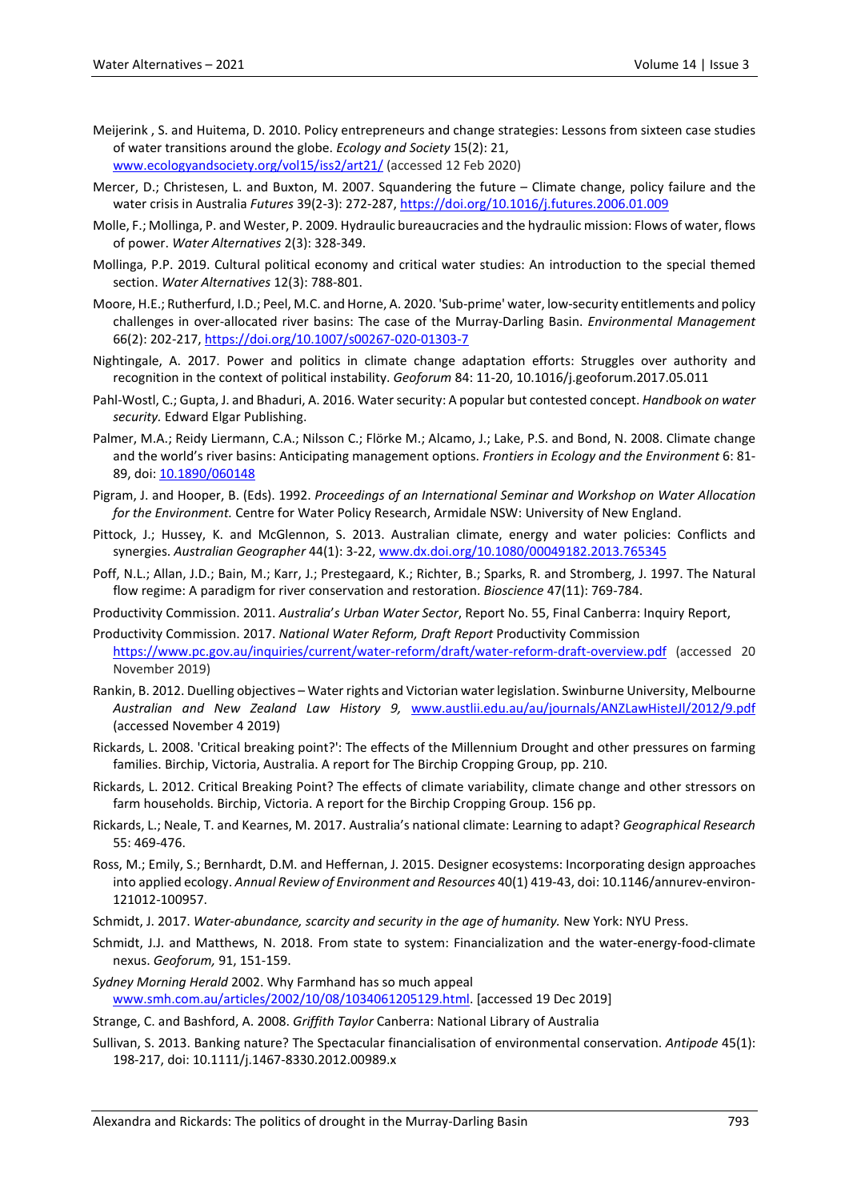Meijerink , S. and Huitema, D. 2010. Policy entrepreneurs and change strategies: Lessons from sixteen case studies of water transitions around the globe. *Ecology and Society* 15(2): 21, www.ecologyandsociety.org/vol15/iss2/art21/ (accessed 12 Feb 2020)

Mercer, D.; Christesen, L. and Buxton, M. 2007. Squandering the future – Climate change, policy failure and the water crisis in Australia *Futures* 39(2-3): 272-287, https://doi.org/10.1016/j.futures.2006.01.009

Molle, F.; Mollinga, P. and Wester, P. 2009. Hydraulic bureaucracies and the hydraulic mission: Flows of water, flows of power. *Water Alternatives* 2(3): 328-349.

Mollinga, P.P. 2019. Cultural political economy and critical water studies: An introduction to the special themed section. *Water Alternatives* 12(3): 788-801.

Moore, H.E.; Rutherfurd, I.D.; Peel, M.C. and Horne, A. 2020. 'Sub-prime' water, low-security entitlements and policy challenges in over-allocated river basins: The case of the Murray-Darling Basin. *Environmental Management* 66(2): 202-217, https://doi.org/10.1007/s00267-020-01303-7

Nightingale, A. 2017. Power and politics in climate change adaptation efforts: Struggles over authority and recognition in the context of political instability. *Geoforum* 84: 11-20, 10.1016/j.geoforum.2017.05.011

Pahl-Wostl, C.; Gupta, J. and Bhaduri, A. 2016. Water security: A popular but contested concept. *Handbook on water security.* Edward Elgar Publishing.

Palmer, M.A.; Reidy Liermann, C.A.; Nilsson C.; Flörke M.; Alcamo, J.; Lake, P.S. and Bond, N. 2008. Climate change and the world's river basins: Anticipating management options. *Frontiers in Ecology and the Environment* 6: 81-89, doi: 10.1890/060148

Pigram, J. and Hooper, B. (Eds). 1992. *Proceedings of an International Seminar and Workshop on Water Allocation for the Environment.* Centre for Water Policy Research, Armidale NSW: University of New England.

Pittock, J.; Hussey, K. and McGlennon, S. 2013. Australian climate, energy and water policies: Conflicts and synergies. *Australian Geographer* 44(1): 3-22, www.dx.doi.org/10.1080/00049182.2013.765345

Poff, N.L.; Allan, J.D.; Bain, M.; Karr, J.; Prestegaard, K.; Richter, B.; Sparks, R. and Stromberg, J. 1997. The Natural flow regime: A paradigm for river conservation and restoration. *Bioscience* 47(11): 769-784.

Productivity Commission. 2011. *Australia's Urban Water Sector*, Report No. 55, Final Canberra: Inquiry Report,

Productivity Commission. 2017. *National Water Reform, Draft Report* Productivity Commission https://www.pc.gov.au/inquiries/current/water-reform/draft/water-reform-draft-overview.pdf (accessed 20 November 2019)

Rankin, B. 2012. Duelling objectives – Water rights and Victorian water legislation. Swinburne University, Melbourne *Australian and New Zealand Law History 9,* www.austlii.edu.au/au/journals/ANZLawHisteJl/2012/9.pdf (accessed November 4 2019)

Rickards, L. 2008. 'Critical breaking point?': The effects of the Millennium Drought and other pressures on farming families. Birchip, Victoria, Australia. A report for The Birchip Cropping Group, pp. 210.

Rickards, L. 2012. Critical Breaking Point? The effects of climate variability, climate change and other stressors on farm households. Birchip, Victoria. A report for the Birchip Cropping Group. 156 pp.

Rickards, L.; Neale, T. and Kearnes, M. 2017. Australia's national climate: Learning to adapt? *Geographical Research* 55: 469-476.

Ross, M.; Emily, S.; Bernhardt, D.M. and Heffernan, J. 2015. Designer ecosystems: Incorporating design approaches into applied ecology. *Annual Review of Environment and Resources* 40(1) 419-43, doi: 10.1146/annurev-environ-121012-100957.

Schmidt, J. 2017. *Water-abundance, scarcity and security in the age of humanity.* New York: NYU Press.

Schmidt, J.J. and Matthews, N. 2018. From state to system: Financialization and the water-energy-food-climate nexus. *Geoforum,* 91, 151-159.

*Sydney Morning Herald* 2002. Why Farmhand has so much appeal www.smh.com.au/articles/2002/10/08/1034061205129.html. [accessed 19 Dec 2019]

Strange, C. and Bashford, A. 2008. *Griffith Taylor* Canberra: National Library of Australia

Sullivan, S. 2013. Banking nature? The Spectacular financialisation of environmental conservation. *Antipode* 45(1): 198-217, doi: 10.1111/j.1467-8330.2012.00989.x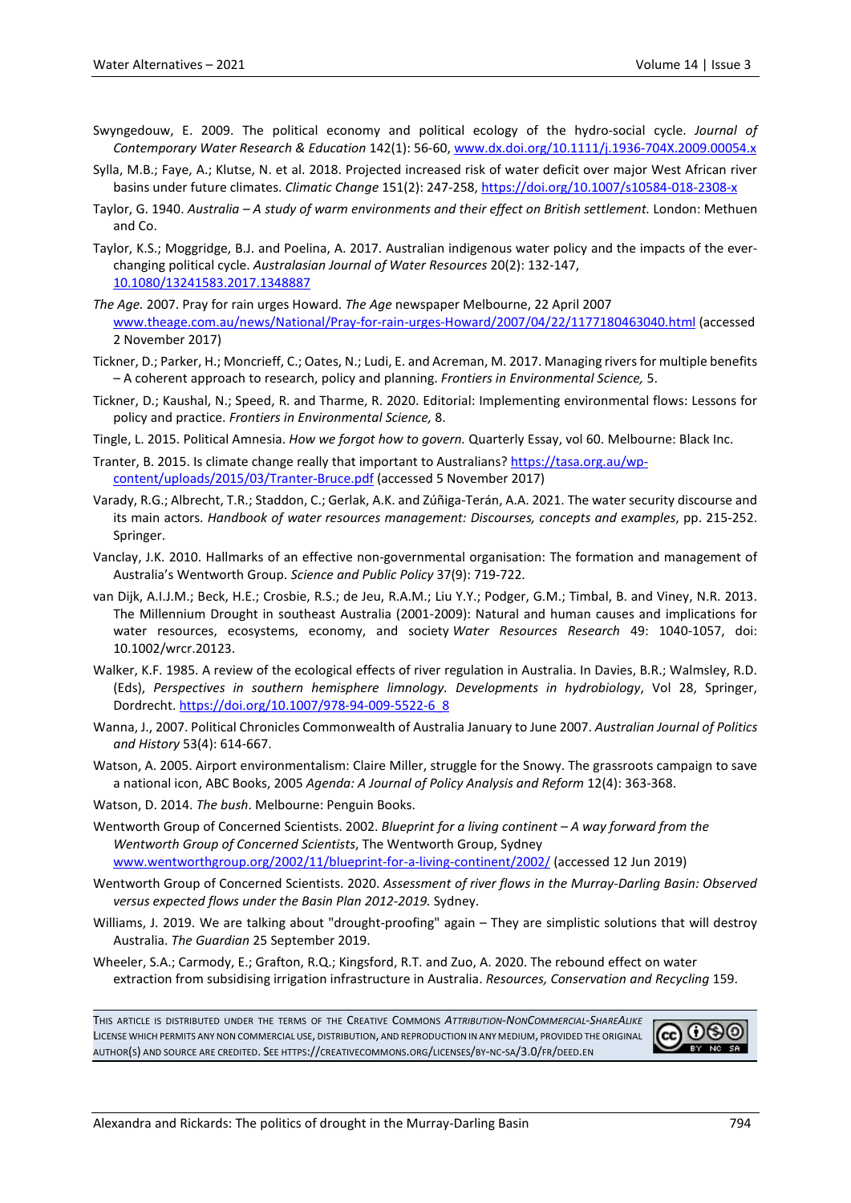Swyngedouw, E. 2009. The political economy and political ecology of the hydro-social cycle. *Journal of Contemporary Water Research & Education* 142(1): 56-60, www.dx.doi.org/10.1111/j.1936-704X.2009.00054.x

Sylla, M.B.; Faye, A.; Klutse, N. et al. 2018. Projected increased risk of water deficit over major West African river basins under future climates. *Climatic Change* 151(2): 247-258, https://doi.org/10.1007/s10584-018-2308-x

Taylor, G. 1940. *Australia – A study of warm environments and their effect on British settlement.* London: Methuen and Co.

Taylor, K.S.; Moggridge, B.J. and Poelina, A. 2017. Australian indigenous water policy and the impacts of the ever-changing political cycle. *Australasian Journal of Water Resources* 20(2): 132-147, 10.1080/13241583.2017.1348887

*The Age.* 2007. Pray for rain urges Howard. *The Age* newspaper Melbourne, 22 April 2007 www.theage.com.au/news/National/Pray-for-rain-urges-Howard/2007/04/22/1177180463040.html (accessed 2 November 2017)

Tickner, D.; Parker, H.; Moncrieff, C.; Oates, N.; Ludi, E. and Acreman, M. 2017. Managing rivers for multiple benefits – A coherent approach to research, policy and planning. *Frontiers in Environmental Science,* 5.

Tickner, D.; Kaushal, N.; Speed, R. and Tharme, R. 2020. Editorial: Implementing environmental flows: Lessons for policy and practice. *Frontiers in Environmental Science,* 8.

Tingle, L. 2015. Political Amnesia. *How we forgot how to govern.* Quarterly Essay, vol 60. Melbourne: Black Inc.

Tranter, B. 2015. Is climate change really that important to Australians? https://tasa.org.au/wp-content/uploads/2015/03/Tranter-Bruce.pdf (accessed 5 November 2017)

Varady, R.G.; Albrecht, T.R.; Staddon, C.; Gerlak, A.K. and Zúñiga-Terán, A.A. 2021. The water security discourse and its main actors. *Handbook of water resources management: Discourses, concepts and examples*, pp. 215-252. Springer.

Vanclay, J.K. 2010. Hallmarks of an effective non-governmental organisation: The formation and management of Australia's Wentworth Group. *Science and Public Policy* 37(9): 719-722.

van Dijk, A.I.J.M.; Beck, H.E.; Crosbie, R.S.; de Jeu, R.A.M.; Liu Y.Y.; Podger, G.M.; Timbal, B. and Viney, N.R. 2013. The Millennium Drought in southeast Australia (2001-2009): Natural and human causes and implications for water resources, ecosystems, economy, and society *Water Resources Research* 49: 1040-1057, doi: 10.1002/wrcr.20123.

Walker, K.F. 1985. A review of the ecological effects of river regulation in Australia. In Davies, B.R.; Walmsley, R.D. (Eds), *Perspectives in southern hemisphere limnology. Developments in hydrobiology*, Vol 28, Springer, Dordrecht. https://doi.org/10.1007/978-94-009-5522-6_8

Wanna, J., 2007. Political Chronicles Commonwealth of Australia January to June 2007. *Australian Journal of Politics and History* 53(4): 614-667.

Watson, A. 2005. Airport environmentalism: Claire Miller, struggle for the Snowy. The grassroots campaign to save a national icon, ABC Books, 2005 *Agenda: A Journal of Policy Analysis and Reform* 12(4): 363-368.

Watson, D. 2014. *The bush*. Melbourne: Penguin Books.

Wentworth Group of Concerned Scientists. 2002. *Blueprint for a living continent – A way forward from the Wentworth Group of Concerned Scientists*, The Wentworth Group, Sydney www.wentworthgroup.org/2002/11/blueprint-for-a-living-continent/2002/ (accessed 12 Jun 2019)

Wentworth Group of Concerned Scientists. 2020. *Assessment of river flows in the Murray-Darling Basin: Observed versus expected flows under the Basin Plan 2012-2019.* Sydney.

Williams, J. 2019. We are talking about "drought-proofing" again – They are simplistic solutions that will destroy Australia. *The Guardian* 25 September 2019.

Wheeler, S.A.; Carmody, E.; Grafton, R.Q.; Kingsford, R.T. and Zuo, A. 2020. The rebound effect on water extraction from subsidising irrigation infrastructure in Australia. *Resources, Conservation and Recycling* 159.

THIS ARTICLE IS DISTRIBUTED UNDER THE TERMS OF THE CREATIVE COMMONS *ATTRIBUTION-NONCOMMERCIAL-SHAREALIKE* LICENSE WHICH PERMITS ANY NON COMMERCIAL USE, DISTRIBUTION, AND REPRODUCTION IN ANY MEDIUM, PROVIDED THE ORIGINAL AUTHOR(S) AND SOURCE ARE CREDITED. SEE HTTPS://CREATIVECOMMONS.ORG/LICENSES/BY-NC-SA/3.0/FR/DEED.EN